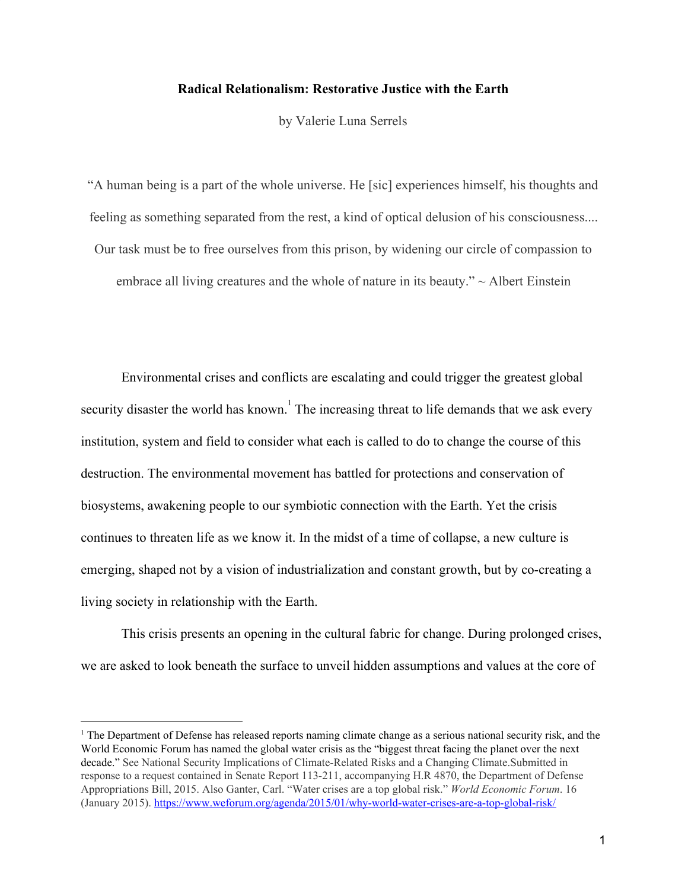**Radical Relationalism: Restorative Justice with the Earth**

by Valerie Luna Serrels

"A human being is a part of the whole universe. He [sic] experiences himself, his thoughts and feeling as something separated from the rest, a kind of optical delusion of his consciousness.... Our task must be to free ourselves from this prison, by widening our circle of compassion to embrace all living creatures and the whole of nature in its beauty." ~ Albert Einstein

Environmental crises and conflicts are escalating and could trigger the greatest global security disaster the world has known.[1] The increasing threat to life demands that we ask every institution, system and field to consider what each is called to do to change the course of this destruction. The environmental movement has battled for protections and conservation of biosystems, awakening people to our symbiotic connection with the Earth. Yet the crisis continues to threaten life as we know it. In the midst of a time of collapse, a new culture is emerging, shaped not by a vision of industrialization and constant growth, but by co-creating a living society in relationship with the Earth.

This crisis presents an opening in the cultural fabric for change. During prolonged crises, we are asked to look beneath the surface to unveil hidden assumptions and values at the core of

[1] The Department of Defense has released reports naming climate change as a serious national security risk, and the World Economic Forum has named the global water crisis as the "biggest threat facing the planet over the next decade." See National Security Implications of Climate-Related Risks and a Changing Climate.Submitted in response to a request contained in Senate Report 113-211, accompanying H.R 4870, the Department of Defense Appropriations Bill, 2015. Also Ganter, Carl. "Water crises are a top global risk." *World Economic Forum*. 16 (January 2015). https://www.weforum.org/agenda/2015/01/why-world-water-crises-are-a-top-global-risk/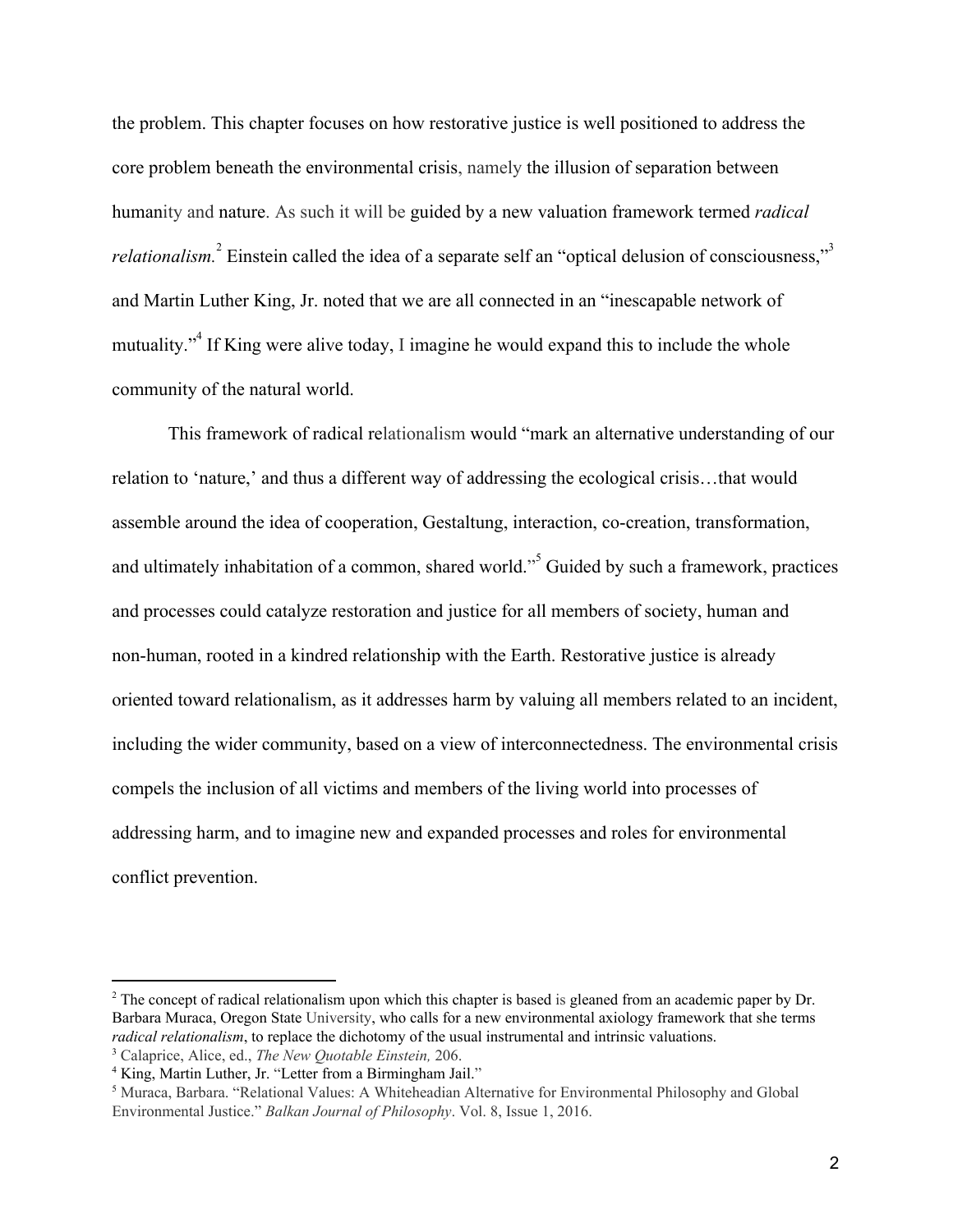the problem. This chapter focuses on how restorative justice is well positioned to address the core problem beneath the environmental crisis, namely the illusion of separation between humanity and nature. As such it will be guided by a new valuation framework termed *radical relationalism.*[2] Einstein called the idea of a separate self an "optical delusion of consciousness,"[3] and Martin Luther King, Jr. noted that we are all connected in an "inescapable network of mutuality."[4] If King were alive today, I imagine he would expand this to include the whole community of the natural world.

This framework of radical relationalism would "mark an alternative understanding of our relation to 'nature,' and thus a different way of addressing the ecological crisis…that would assemble around the idea of cooperation, Gestaltung, interaction, co-creation, transformation, and ultimately inhabitation of a common, shared world."[5] Guided by such a framework, practices and processes could catalyze restoration and justice for all members of society, human and non-human, rooted in a kindred relationship with the Earth. Restorative justice is already oriented toward relationalism, as it addresses harm by valuing all members related to an incident, including the wider community, based on a view of interconnectedness. The environmental crisis compels the inclusion of all victims and members of the living world into processes of addressing harm, and to imagine new and expanded processes and roles for environmental conflict prevention.

---

[2] The concept of radical relationalism upon which this chapter is based is gleaned from an academic paper by Dr. Barbara Muraca, Oregon State University, who calls for a new environmental axiology framework that she terms *radical relationalism*, to replace the dichotomy of the usual instrumental and intrinsic valuations.

[3] Calaprice, Alice, ed., *The New Quotable Einstein,* 206.

[4] King, Martin Luther, Jr. "Letter from a Birmingham Jail."

[5] Muraca, Barbara. "Relational Values: A Whiteheadian Alternative for Environmental Philosophy and Global Environmental Justice." *Balkan Journal of Philosophy*. Vol. 8, Issue 1, 2016.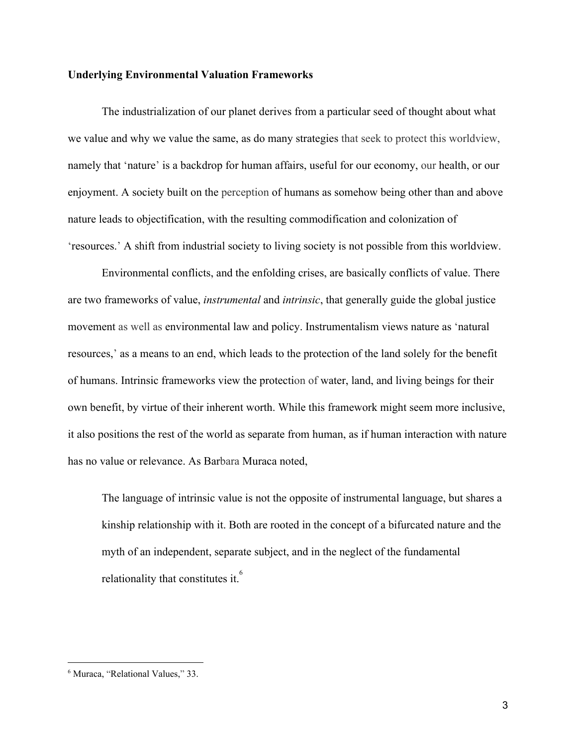**Underlying Environmental Valuation Frameworks**

The industrialization of our planet derives from a particular seed of thought about what we value and why we value the same, as do many strategies that seek to protect this worldview, namely that 'nature' is a backdrop for human affairs, useful for our economy, our health, or our enjoyment. A society built on the perception of humans as somehow being other than and above nature leads to objectification, with the resulting commodification and colonization of 'resources.' A shift from industrial society to living society is not possible from this worldview.

Environmental conflicts, and the enfolding crises, are basically conflicts of value. There are two frameworks of value, *instrumental* and *intrinsic*, that generally guide the global justice movement as well as environmental law and policy. Instrumentalism views nature as 'natural resources,' as a means to an end, which leads to the protection of the land solely for the benefit of humans. Intrinsic frameworks view the protection of water, land, and living beings for their own benefit, by virtue of their inherent worth. While this framework might seem more inclusive, it also positions the rest of the world as separate from human, as if human interaction with nature has no value or relevance. As Barbara Muraca noted,

> The language of intrinsic value is not the opposite of instrumental language, but shares a kinship relationship with it. Both are rooted in the concept of a bifurcated nature and the myth of an independent, separate subject, and in the neglect of the fundamental relationality that constitutes it.[6]

[6] Muraca, "Relational Values," 33.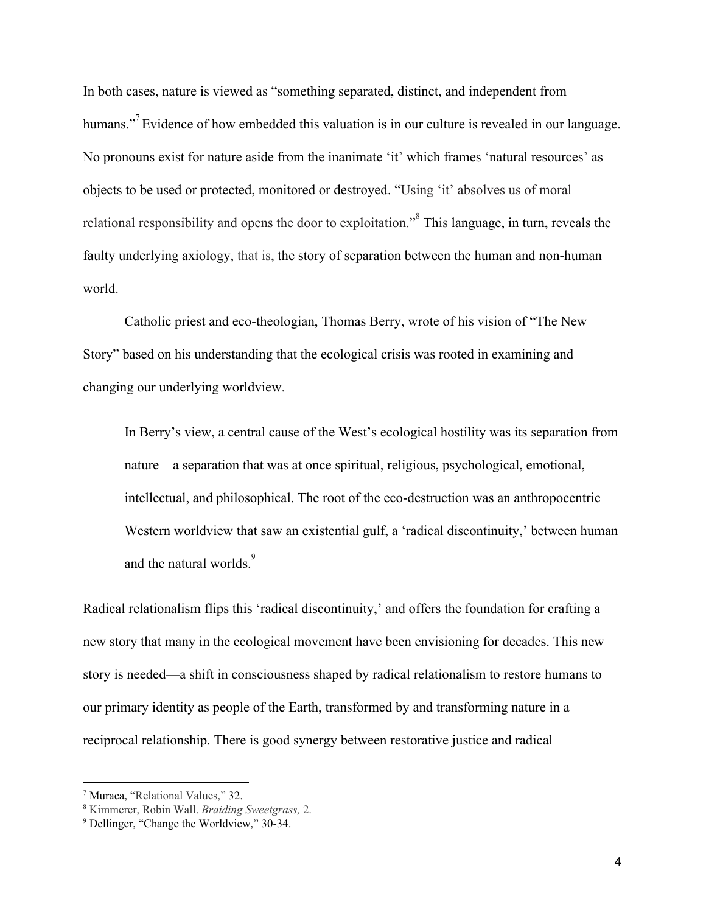In both cases, nature is viewed as "something separated, distinct, and independent from humans."[7] Evidence of how embedded this valuation is in our culture is revealed in our language. No pronouns exist for nature aside from the inanimate 'it' which frames 'natural resources' as objects to be used or protected, monitored or destroyed. "Using 'it' absolves us of moral relational responsibility and opens the door to exploitation."[8] This language, in turn, reveals the faulty underlying axiology, that is, the story of separation between the human and non-human world.

Catholic priest and eco-theologian, Thomas Berry, wrote of his vision of "The New Story" based on his understanding that the ecological crisis was rooted in examining and changing our underlying worldview.

> In Berry's view, a central cause of the West's ecological hostility was its separation from nature—a separation that was at once spiritual, religious, psychological, emotional, intellectual, and philosophical. The root of the eco-destruction was an anthropocentric Western worldview that saw an existential gulf, a 'radical discontinuity,' between human and the natural worlds.[9]

Radical relationalism flips this 'radical discontinuity,' and offers the foundation for crafting a new story that many in the ecological movement have been envisioning for decades. This new story is needed—a shift in consciousness shaped by radical relationalism to restore humans to our primary identity as people of the Earth, transformed by and transforming nature in a reciprocal relationship. There is good synergy between restorative justice and radical

---

[7] Muraca, "Relational Values," 32.

[8] Kimmerer, Robin Wall. *Braiding Sweetgrass,* 2.

[9] Dellinger, "Change the Worldview," 30-34.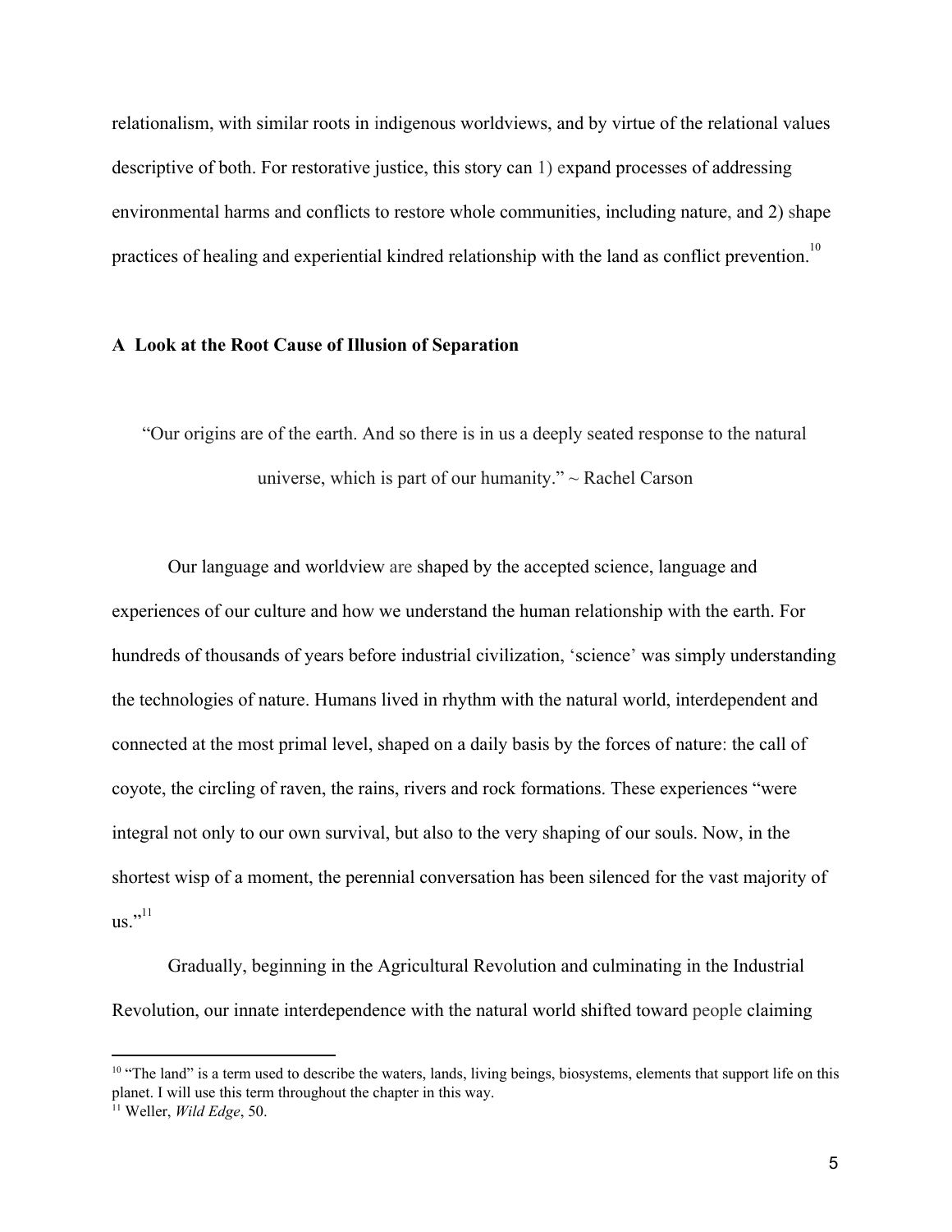relationalism, with similar roots in indigenous worldviews, and by virtue of the relational values descriptive of both. For restorative justice, this story can 1) expand processes of addressing environmental harms and conflicts to restore whole communities, including nature, and 2) shape practices of healing and experiential kindred relationship with the land as conflict prevention.[10]

**A Look at the Root Cause of Illusion of Separation**

"Our origins are of the earth. And so there is in us a deeply seated response to the natural universe, which is part of our humanity." ~ Rachel Carson

Our language and worldview are shaped by the accepted science, language and experiences of our culture and how we understand the human relationship with the earth. For hundreds of thousands of years before industrial civilization, 'science' was simply understanding the technologies of nature. Humans lived in rhythm with the natural world, interdependent and connected at the most primal level, shaped on a daily basis by the forces of nature: the call of coyote, the circling of raven, the rains, rivers and rock formations. These experiences "were integral not only to our own survival, but also to the very shaping of our souls. Now, in the shortest wisp of a moment, the perennial conversation has been silenced for the vast majority of us."[11]

Gradually, beginning in the Agricultural Revolution and culminating in the Industrial Revolution, our innate interdependence with the natural world shifted toward people claiming

---

[10] "The land" is a term used to describe the waters, lands, living beings, biosystems, elements that support life on this planet. I will use this term throughout the chapter in this way.

[11] Weller, *Wild Edge*, 50.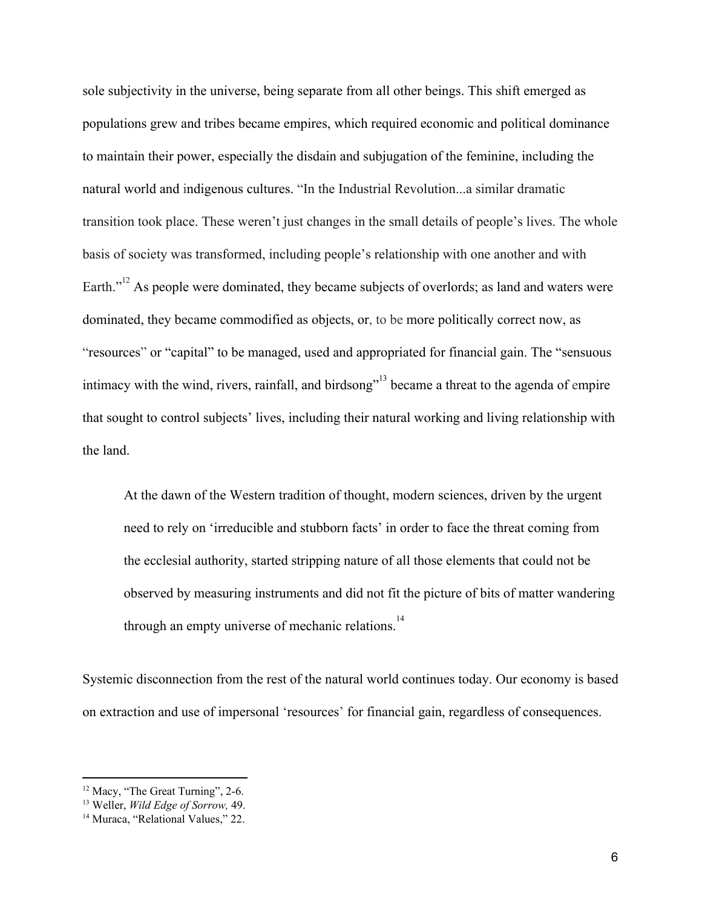sole subjectivity in the universe, being separate from all other beings. This shift emerged as populations grew and tribes became empires, which required economic and political dominance to maintain their power, especially the disdain and subjugation of the feminine, including the natural world and indigenous cultures. "In the Industrial Revolution...a similar dramatic transition took place. These weren't just changes in the small details of people's lives. The whole basis of society was transformed, including people's relationship with one another and with Earth."[12] As people were dominated, they became subjects of overlords; as land and waters were dominated, they became commodified as objects, or, to be more politically correct now, as "resources" or "capital" to be managed, used and appropriated for financial gain. The "sensuous intimacy with the wind, rivers, rainfall, and birdsong"[13] became a threat to the agenda of empire that sought to control subjects' lives, including their natural working and living relationship with the land.

> At the dawn of the Western tradition of thought, modern sciences, driven by the urgent need to rely on 'irreducible and stubborn facts' in order to face the threat coming from the ecclesial authority, started stripping nature of all those elements that could not be observed by measuring instruments and did not fit the picture of bits of matter wandering through an empty universe of mechanic relations.[14]

Systemic disconnection from the rest of the natural world continues today. Our economy is based on extraction and use of impersonal 'resources' for financial gain, regardless of consequences.

---

[12] Macy, "The Great Turning", 2-6.

[13] Weller, *Wild Edge of Sorrow,* 49.

[14] Muraca, "Relational Values," 22.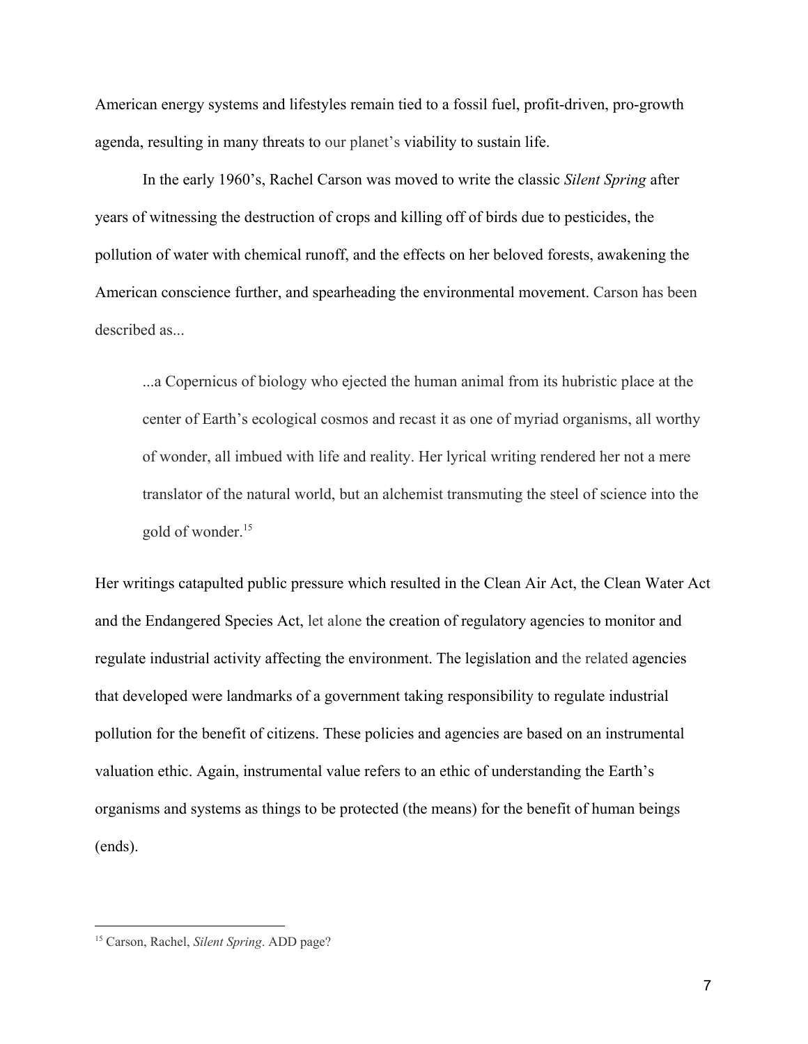American energy systems and lifestyles remain tied to a fossil fuel, profit-driven, pro-growth agenda, resulting in many threats to our planet's viability to sustain life.

In the early 1960's, Rachel Carson was moved to write the classic *Silent Spring* after years of witnessing the destruction of crops and killing off of birds due to pesticides, the pollution of water with chemical runoff, and the effects on her beloved forests, awakening the American conscience further, and spearheading the environmental movement. Carson has been described as...

> ...a Copernicus of biology who ejected the human animal from its hubristic place at the center of Earth's ecological cosmos and recast it as one of myriad organisms, all worthy of wonder, all imbued with life and reality. Her lyrical writing rendered her not a mere translator of the natural world, but an alchemist transmuting the steel of science into the gold of wonder.[15]

Her writings catapulted public pressure which resulted in the Clean Air Act, the Clean Water Act and the Endangered Species Act, let alone the creation of regulatory agencies to monitor and regulate industrial activity affecting the environment. The legislation and the related agencies that developed were landmarks of a government taking responsibility to regulate industrial pollution for the benefit of citizens. These policies and agencies are based on an instrumental valuation ethic. Again, instrumental value refers to an ethic of understanding the Earth's organisms and systems as things to be protected (the means) for the benefit of human beings (ends).

---

[15] Carson, Rachel, *Silent Spring*. ADD page?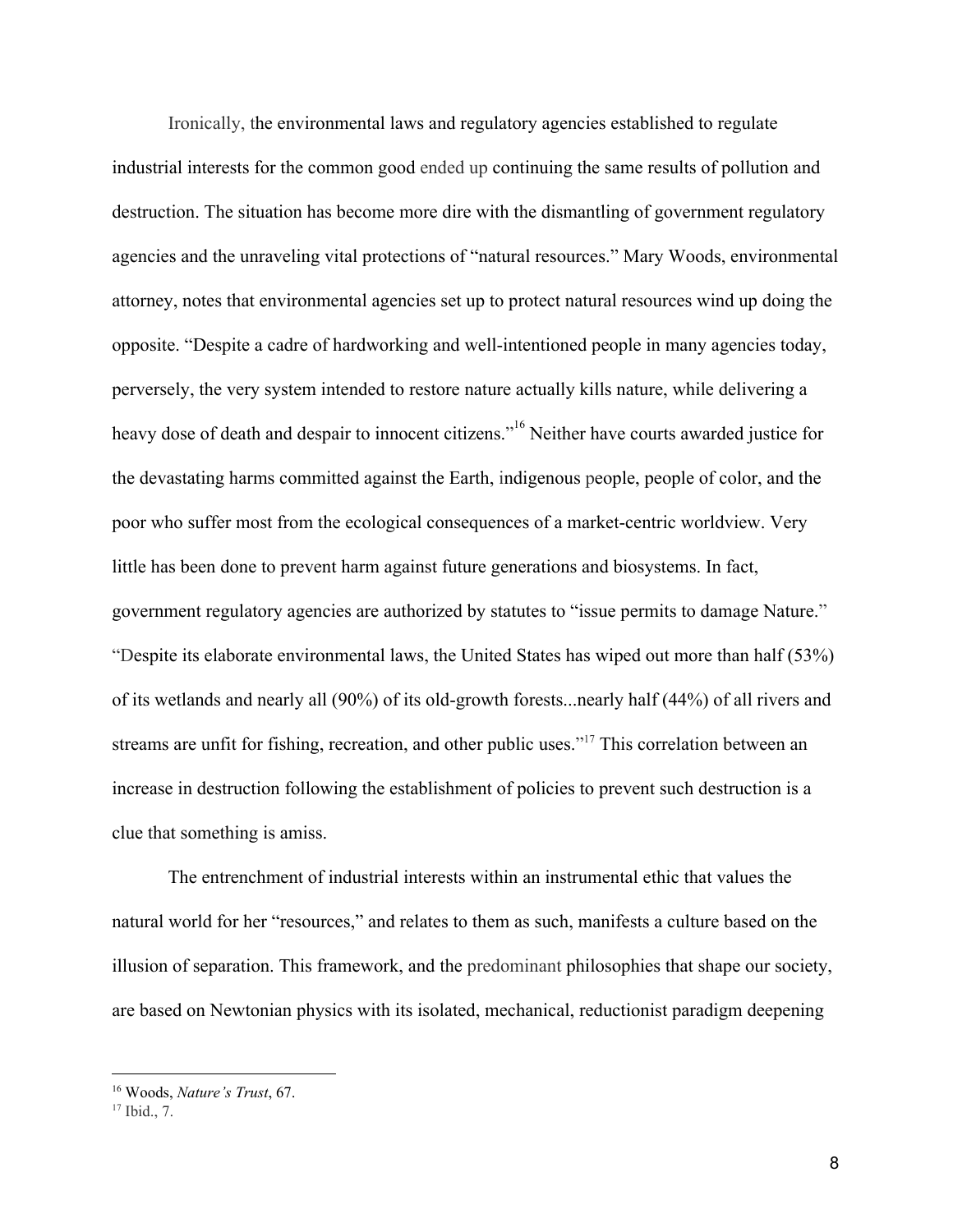Ironically, the environmental laws and regulatory agencies established to regulate industrial interests for the common good ended up continuing the same results of pollution and destruction. The situation has become more dire with the dismantling of government regulatory agencies and the unraveling vital protections of "natural resources." Mary Woods, environmental attorney, notes that environmental agencies set up to protect natural resources wind up doing the opposite. "Despite a cadre of hardworking and well-intentioned people in many agencies today, perversely, the very system intended to restore nature actually kills nature, while delivering a heavy dose of death and despair to innocent citizens."[16] Neither have courts awarded justice for the devastating harms committed against the Earth, indigenous people, people of color, and the poor who suffer most from the ecological consequences of a market-centric worldview. Very little has been done to prevent harm against future generations and biosystems. In fact, government regulatory agencies are authorized by statutes to "issue permits to damage Nature." "Despite its elaborate environmental laws, the United States has wiped out more than half (53%) of its wetlands and nearly all (90%) of its old-growth forests...nearly half (44%) of all rivers and streams are unfit for fishing, recreation, and other public uses."[17] This correlation between an increase in destruction following the establishment of policies to prevent such destruction is a clue that something is amiss.

The entrenchment of industrial interests within an instrumental ethic that values the natural world for her "resources," and relates to them as such, manifests a culture based on the illusion of separation. This framework, and the predominant philosophies that shape our society, are based on Newtonian physics with its isolated, mechanical, reductionist paradigm deepening

---

[16] Woods, *Nature's Trust*, 67.

[17] Ibid., 7.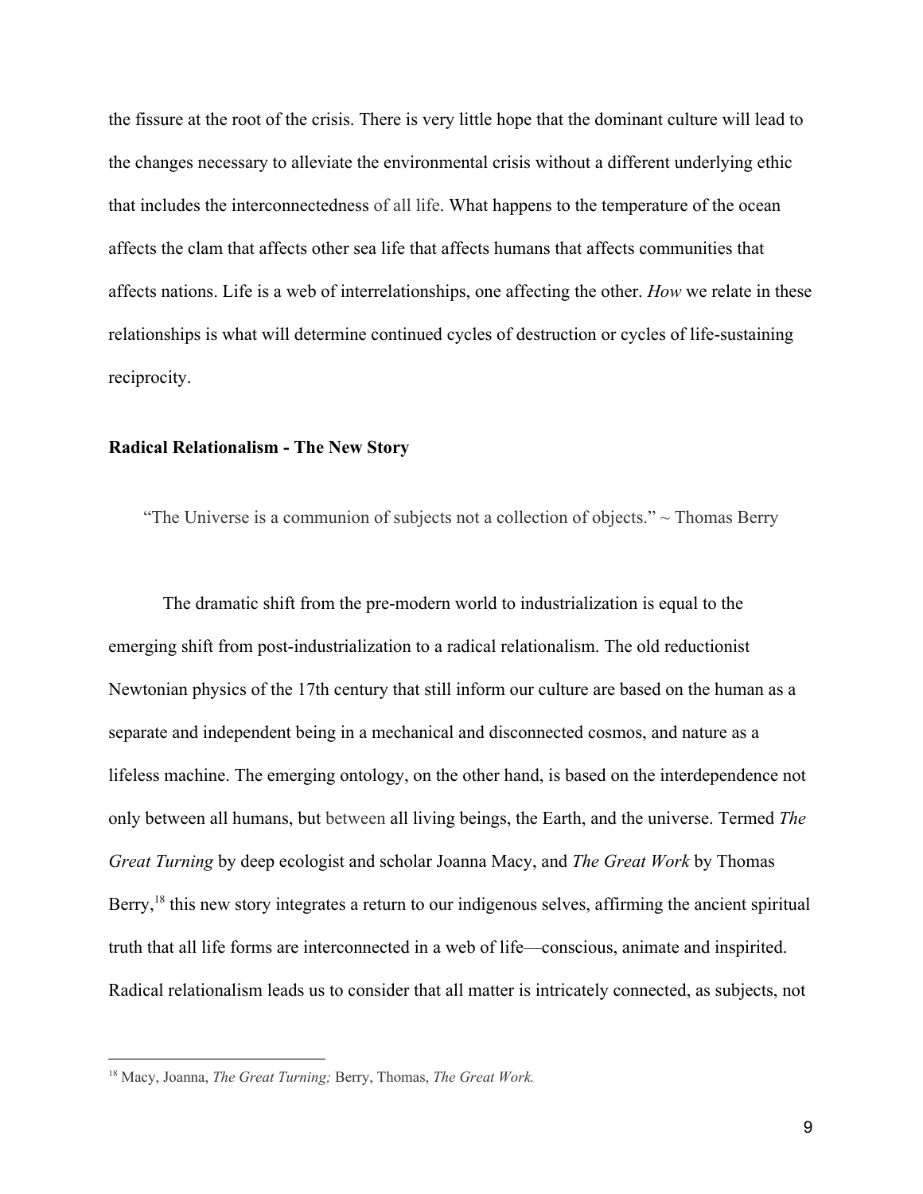the fissure at the root of the crisis. There is very little hope that the dominant culture will lead to the changes necessary to alleviate the environmental crisis without a different underlying ethic that includes the interconnectedness of all life. What happens to the temperature of the ocean affects the clam that affects other sea life that affects humans that affects communities that affects nations. Life is a web of interrelationships, one affecting the other. *How* we relate in these relationships is what will determine continued cycles of destruction or cycles of life-sustaining reciprocity.

**Radical Relationalism - The New Story**

"The Universe is a communion of subjects not a collection of objects." ~ Thomas Berry

The dramatic shift from the pre-modern world to industrialization is equal to the emerging shift from post-industrialization to a radical relationalism. The old reductionist Newtonian physics of the 17th century that still inform our culture are based on the human as a separate and independent being in a mechanical and disconnected cosmos, and nature as a lifeless machine. The emerging ontology, on the other hand, is based on the interdependence not only between all humans, but between all living beings, the Earth, and the universe. Termed *The Great Turning* by deep ecologist and scholar Joanna Macy, and *The Great Work* by Thomas Berry,[18] this new story integrates a return to our indigenous selves, affirming the ancient spiritual truth that all life forms are interconnected in a web of life—conscious, animate and inspirited. Radical relationalism leads us to consider that all matter is intricately connected, as subjects, not

---

[18] Macy, Joanna, *The Great Turning;* Berry, Thomas, *The Great Work.*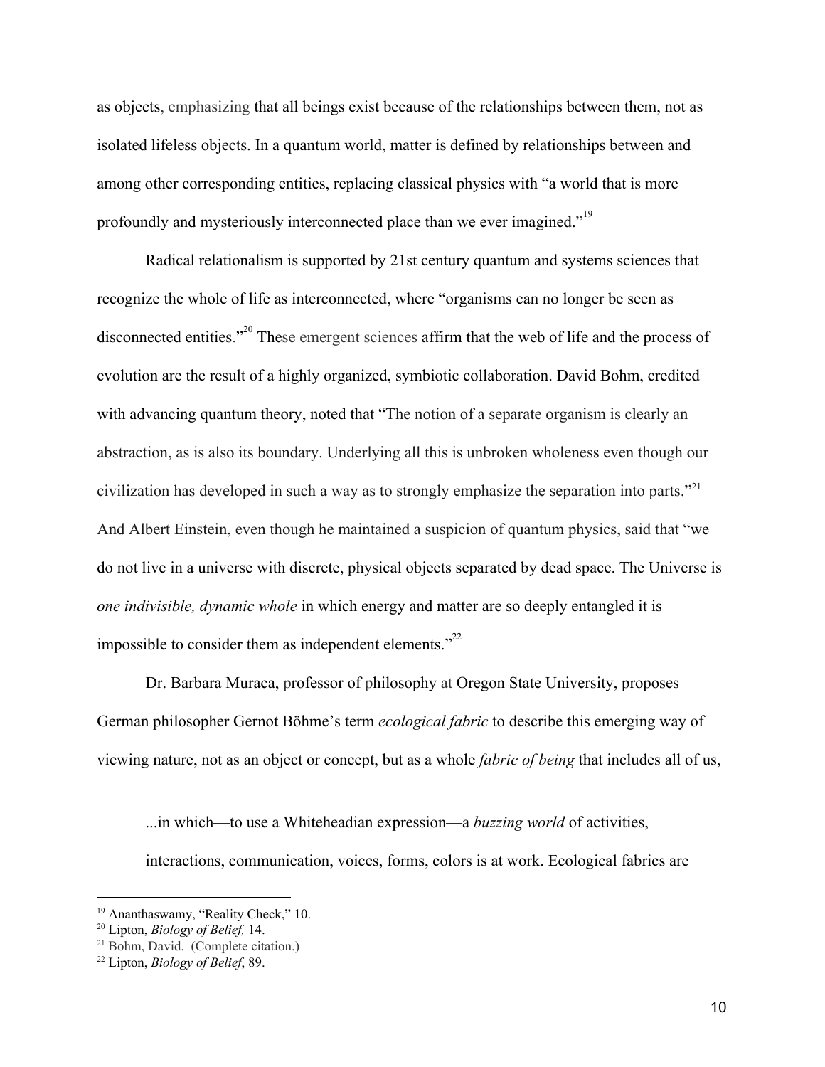as objects, emphasizing that all beings exist because of the relationships between them, not as isolated lifeless objects. In a quantum world, matter is defined by relationships between and among other corresponding entities, replacing classical physics with "a world that is more profoundly and mysteriously interconnected place than we ever imagined."[19]

Radical relationalism is supported by 21st century quantum and systems sciences that recognize the whole of life as interconnected, where "organisms can no longer be seen as disconnected entities."[20] These emergent sciences affirm that the web of life and the process of evolution are the result of a highly organized, symbiotic collaboration. David Bohm, credited with advancing quantum theory, noted that "The notion of a separate organism is clearly an abstraction, as is also its boundary. Underlying all this is unbroken wholeness even though our civilization has developed in such a way as to strongly emphasize the separation into parts."[21] And Albert Einstein, even though he maintained a suspicion of quantum physics, said that "we do not live in a universe with discrete, physical objects separated by dead space. The Universe is *one indivisible, dynamic whole* in which energy and matter are so deeply entangled it is impossible to consider them as independent elements."[22]

Dr. Barbara Muraca, professor of philosophy at Oregon State University, proposes German philosopher Gernot Böhme's term *ecological fabric* to describe this emerging way of viewing nature, not as an object or concept, but as a whole *fabric of being* that includes all of us,

> ...in which—to use a Whiteheadian expression—a *buzzing world* of activities, interactions, communication, voices, forms, colors is at work. Ecological fabrics are

[19] Ananthaswamy, "Reality Check," 10.
[20] Lipton, *Biology of Belief,* 14.
[21] Bohm, David. (Complete citation.)
[22] Lipton, *Biology of Belief*, 89.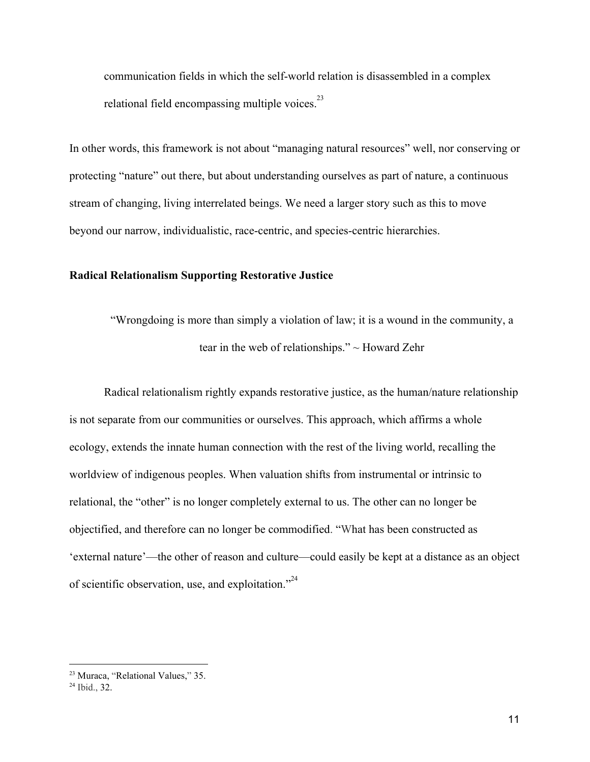> communication fields in which the self-world relation is disassembled in a complex relational field encompassing multiple voices.[23]

In other words, this framework is not about "managing natural resources" well, nor conserving or protecting "nature" out there, but about understanding ourselves as part of nature, a continuous stream of changing, living interrelated beings. We need a larger story such as this to move beyond our narrow, individualistic, race-centric, and species-centric hierarchies.

**Radical Relationalism Supporting Restorative Justice**

> "Wrongdoing is more than simply a violation of law; it is a wound in the community, a tear in the web of relationships." ~ Howard Zehr

Radical relationalism rightly expands restorative justice, as the human/nature relationship is not separate from our communities or ourselves. This approach, which affirms a whole ecology, extends the innate human connection with the rest of the living world, recalling the worldview of indigenous peoples. When valuation shifts from instrumental or intrinsic to relational, the "other" is no longer completely external to us. The other can no longer be objectified, and therefore can no longer be commodified. "What has been constructed as 'external nature'—the other of reason and culture—could easily be kept at a distance as an object of scientific observation, use, and exploitation."[24]

---

[23] Muraca, "Relational Values," 35.

[24] Ibid., 32.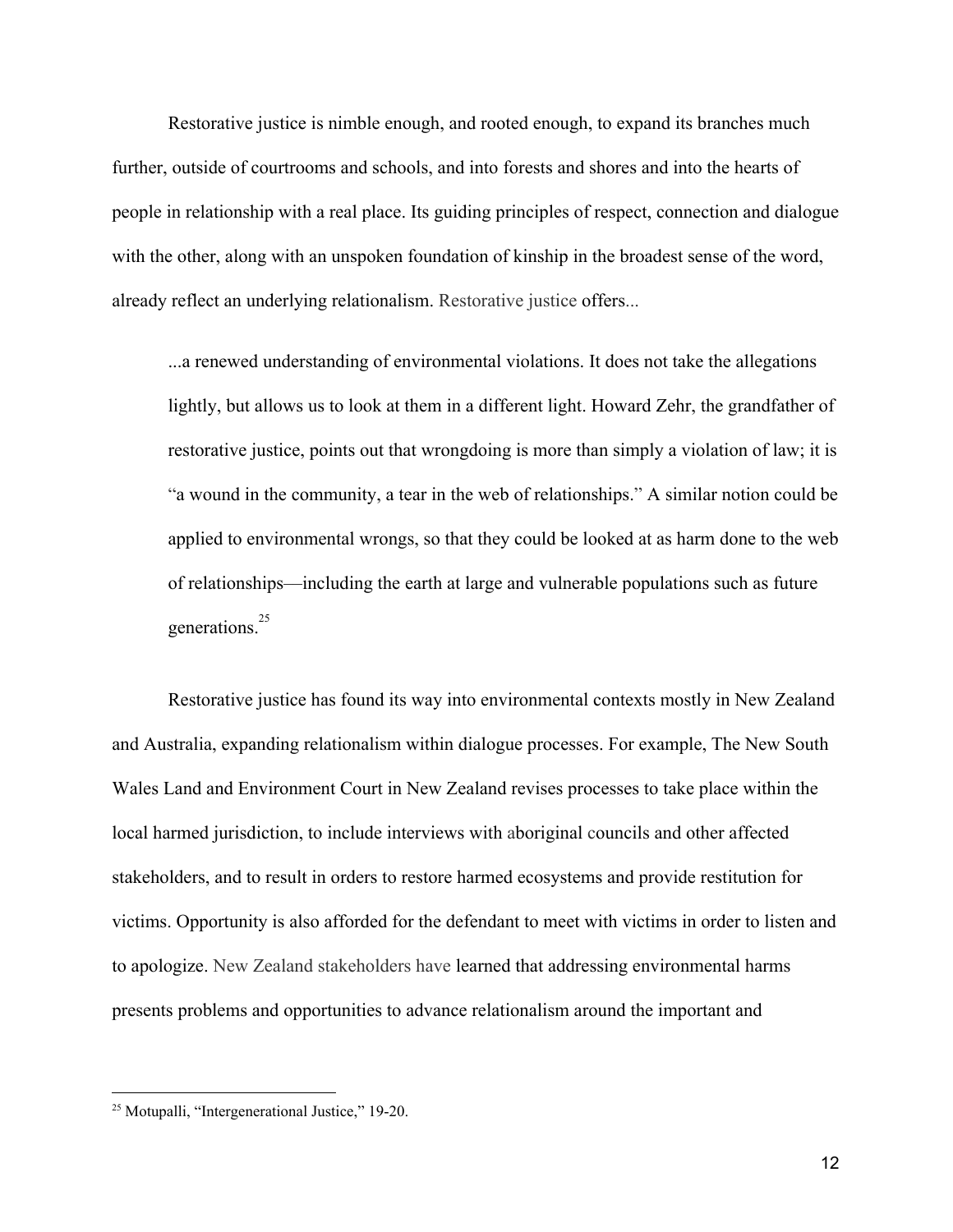Restorative justice is nimble enough, and rooted enough, to expand its branches much further, outside of courtrooms and schools, and into forests and shores and into the hearts of people in relationship with a real place. Its guiding principles of respect, connection and dialogue with the other, along with an unspoken foundation of kinship in the broadest sense of the word, already reflect an underlying relationalism. Restorative justice offers...

> ...a renewed understanding of environmental violations. It does not take the allegations lightly, but allows us to look at them in a different light. Howard Zehr, the grandfather of restorative justice, points out that wrongdoing is more than simply a violation of law; it is "a wound in the community, a tear in the web of relationships." A similar notion could be applied to environmental wrongs, so that they could be looked at as harm done to the web of relationships—including the earth at large and vulnerable populations such as future generations.[25]

Restorative justice has found its way into environmental contexts mostly in New Zealand and Australia, expanding relationalism within dialogue processes. For example, The New South Wales Land and Environment Court in New Zealand revises processes to take place within the local harmed jurisdiction, to include interviews with aboriginal councils and other affected stakeholders, and to result in orders to restore harmed ecosystems and provide restitution for victims. Opportunity is also afforded for the defendant to meet with victims in order to listen and to apologize. New Zealand stakeholders have learned that addressing environmental harms presents problems and opportunities to advance relationalism around the important and

[25] Motupalli, "Intergenerational Justice," 19-20.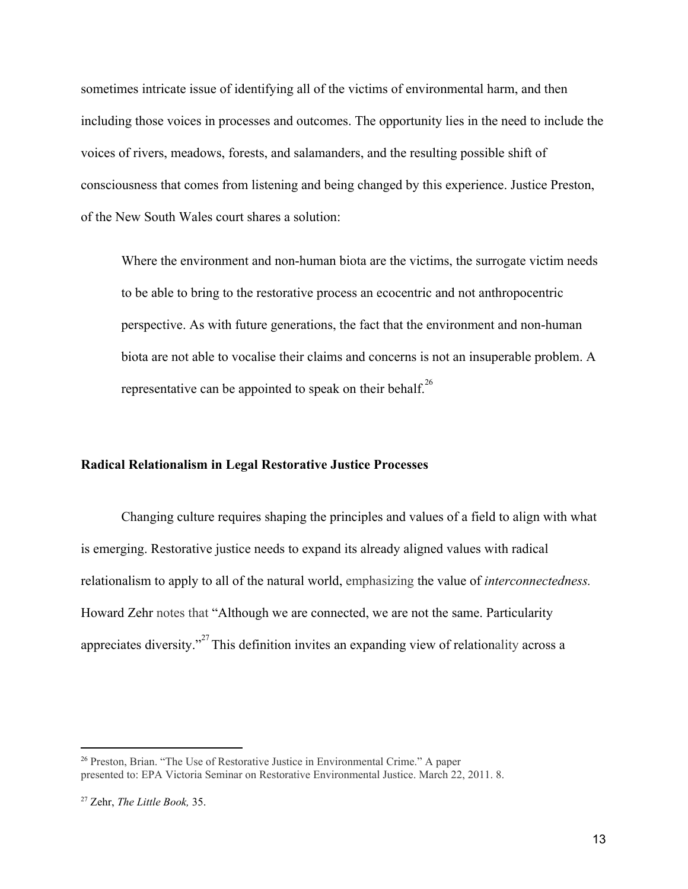sometimes intricate issue of identifying all of the victims of environmental harm, and then including those voices in processes and outcomes. The opportunity lies in the need to include the voices of rivers, meadows, forests, and salamanders, and the resulting possible shift of consciousness that comes from listening and being changed by this experience. Justice Preston, of the New South Wales court shares a solution:

> Where the environment and non-human biota are the victims, the surrogate victim needs to be able to bring to the restorative process an ecocentric and not anthropocentric perspective. As with future generations, the fact that the environment and non-human biota are not able to vocalise their claims and concerns is not an insuperable problem. A representative can be appointed to speak on their behalf.[26]

**Radical Relationalism in Legal Restorative Justice Processes**

Changing culture requires shaping the principles and values of a field to align with what is emerging. Restorative justice needs to expand its already aligned values with radical relationalism to apply to all of the natural world, emphasizing the value of *interconnectedness.* Howard Zehr notes that "Although we are connected, we are not the same. Particularity appreciates diversity."[27] This definition invites an expanding view of relationality across a

---

[26] Preston, Brian. "The Use of Restorative Justice in Environmental Crime." A paper presented to: EPA Victoria Seminar on Restorative Environmental Justice. March 22, 2011. 8.

[27] Zehr, *The Little Book,* 35.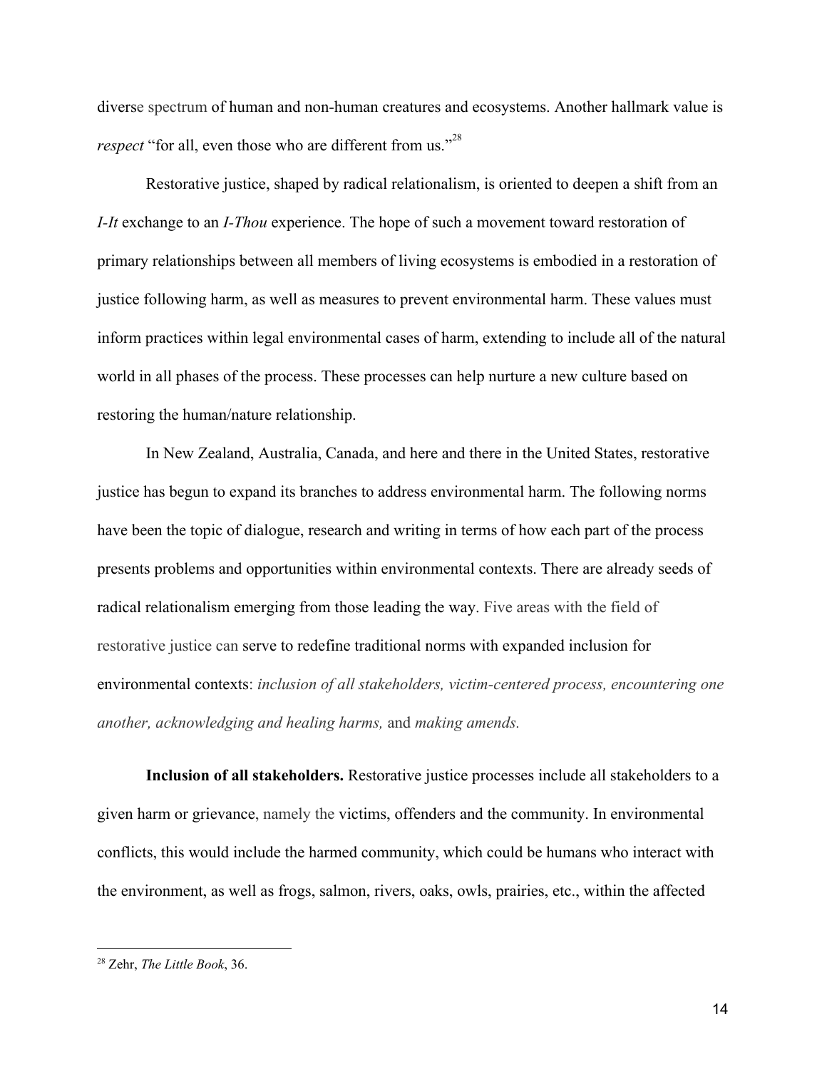diverse spectrum of human and non-human creatures and ecosystems. Another hallmark value is *respect* "for all, even those who are different from us."[28]

Restorative justice, shaped by radical relationalism, is oriented to deepen a shift from an *I-It* exchange to an *I-Thou* experience. The hope of such a movement toward restoration of primary relationships between all members of living ecosystems is embodied in a restoration of justice following harm, as well as measures to prevent environmental harm. These values must inform practices within legal environmental cases of harm, extending to include all of the natural world in all phases of the process. These processes can help nurture a new culture based on restoring the human/nature relationship.

In New Zealand, Australia, Canada, and here and there in the United States, restorative justice has begun to expand its branches to address environmental harm. The following norms have been the topic of dialogue, research and writing in terms of how each part of the process presents problems and opportunities within environmental contexts. There are already seeds of radical relationalism emerging from those leading the way. Five areas with the field of restorative justice can serve to redefine traditional norms with expanded inclusion for environmental contexts: *inclusion of all stakeholders, victim-centered process, encountering one another, acknowledging and healing harms,* and *making amends.*

**Inclusion of all stakeholders.** Restorative justice processes include all stakeholders to a given harm or grievance, namely the victims, offenders and the community. In environmental conflicts, this would include the harmed community, which could be humans who interact with the environment, as well as frogs, salmon, rivers, oaks, owls, prairies, etc., within the affected

[28] Zehr, *The Little Book*, 36.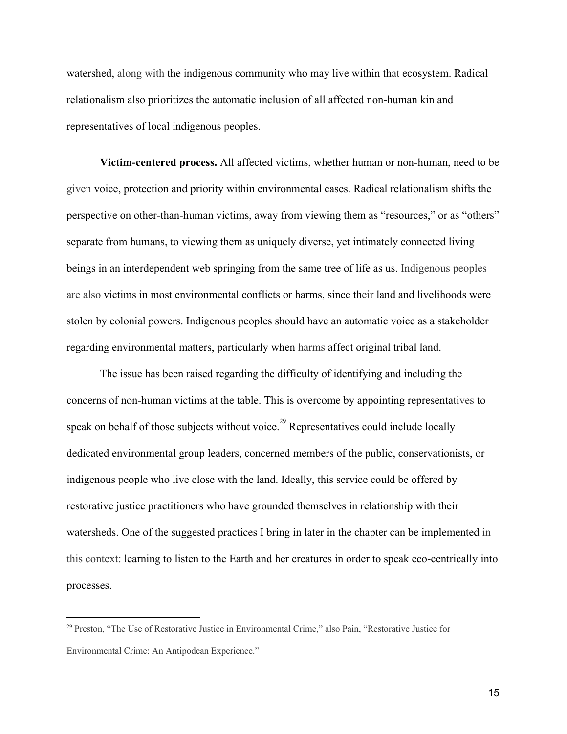watershed, along with the indigenous community who may live within that ecosystem. Radical relationalism also prioritizes the automatic inclusion of all affected non-human kin and representatives of local indigenous peoples.

**Victim-centered process.** All affected victims, whether human or non-human, need to be given voice, protection and priority within environmental cases. Radical relationalism shifts the perspective on other-than-human victims, away from viewing them as "resources," or as "others" separate from humans, to viewing them as uniquely diverse, yet intimately connected living beings in an interdependent web springing from the same tree of life as us. Indigenous peoples are also victims in most environmental conflicts or harms, since their land and livelihoods were stolen by colonial powers. Indigenous peoples should have an automatic voice as a stakeholder regarding environmental matters, particularly when harms affect original tribal land.

The issue has been raised regarding the difficulty of identifying and including the concerns of non-human victims at the table. This is overcome by appointing representatives to speak on behalf of those subjects without voice.[29] Representatives could include locally dedicated environmental group leaders, concerned members of the public, conservationists, or indigenous people who live close with the land. Ideally, this service could be offered by restorative justice practitioners who have grounded themselves in relationship with their watersheds. One of the suggested practices I bring in later in the chapter can be implemented in this context: learning to listen to the Earth and her creatures in order to speak eco-centrically into processes.

---

[29] Preston, "The Use of Restorative Justice in Environmental Crime," also Pain, "Restorative Justice for Environmental Crime: An Antipodean Experience."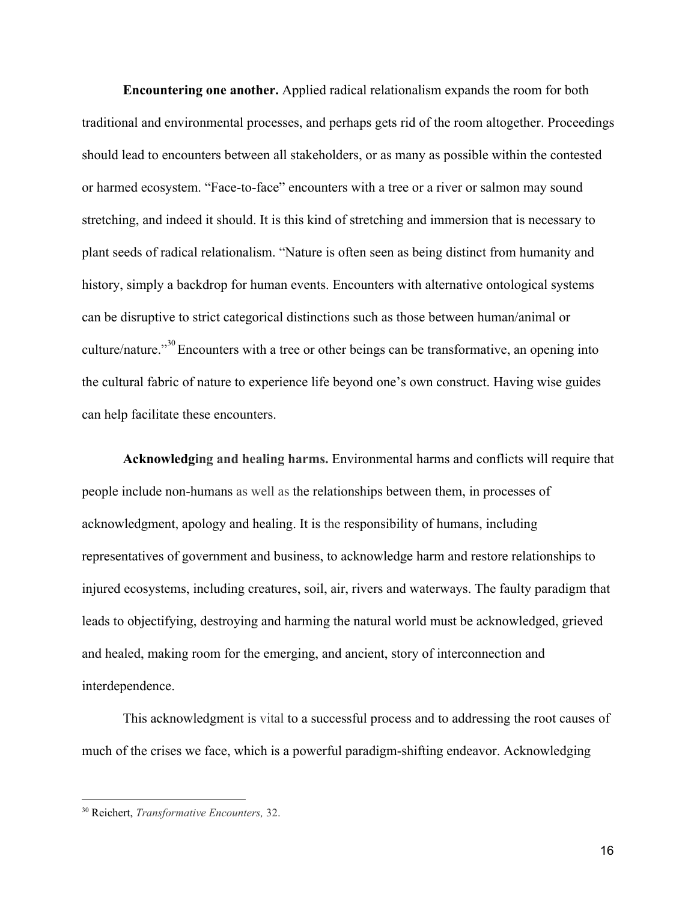**Encountering one another.** Applied radical relationalism expands the room for both traditional and environmental processes, and perhaps gets rid of the room altogether. Proceedings should lead to encounters between all stakeholders, or as many as possible within the contested or harmed ecosystem. "Face-to-face" encounters with a tree or a river or salmon may sound stretching, and indeed it should. It is this kind of stretching and immersion that is necessary to plant seeds of radical relationalism. "Nature is often seen as being distinct from humanity and history, simply a backdrop for human events. Encounters with alternative ontological systems can be disruptive to strict categorical distinctions such as those between human/animal or culture/nature."[30] Encounters with a tree or other beings can be transformative, an opening into the cultural fabric of nature to experience life beyond one's own construct. Having wise guides can help facilitate these encounters.

**Acknowledging and healing harms.** Environmental harms and conflicts will require that people include non-humans as well as the relationships between them, in processes of acknowledgment, apology and healing. It is the responsibility of humans, including representatives of government and business, to acknowledge harm and restore relationships to injured ecosystems, including creatures, soil, air, rivers and waterways. The faulty paradigm that leads to objectifying, destroying and harming the natural world must be acknowledged, grieved and healed, making room for the emerging, and ancient, story of interconnection and interdependence.

This acknowledgment is vital to a successful process and to addressing the root causes of much of the crises we face, which is a powerful paradigm-shifting endeavor. Acknowledging

---

[30] Reichert, *Transformative Encounters,* 32.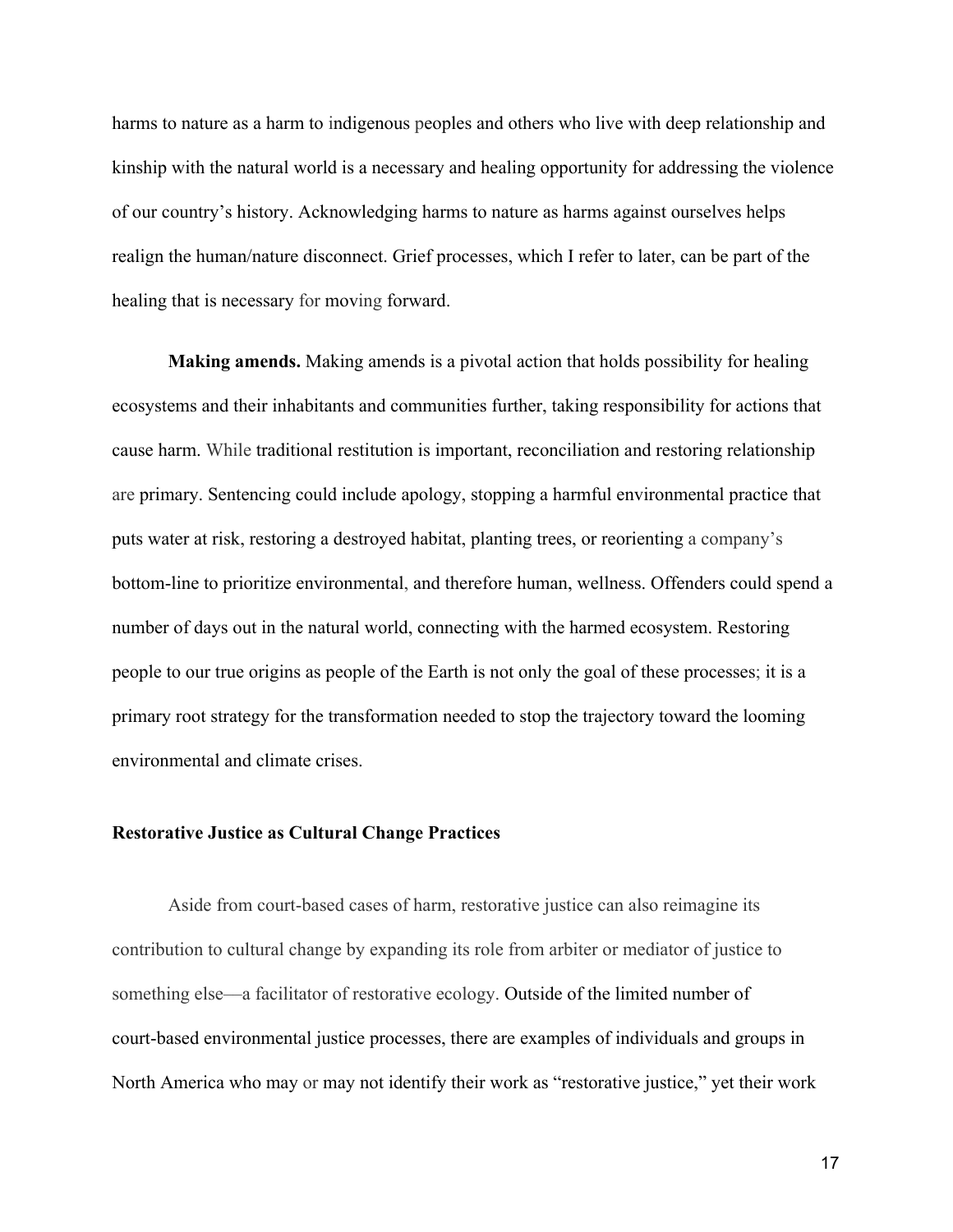harms to nature as a harm to indigenous peoples and others who live with deep relationship and kinship with the natural world is a necessary and healing opportunity for addressing the violence of our country's history. Acknowledging harms to nature as harms against ourselves helps realign the human/nature disconnect. Grief processes, which I refer to later, can be part of the healing that is necessary for moving forward.

**Making amends.** Making amends is a pivotal action that holds possibility for healing ecosystems and their inhabitants and communities further, taking responsibility for actions that cause harm. While traditional restitution is important, reconciliation and restoring relationship are primary. Sentencing could include apology, stopping a harmful environmental practice that puts water at risk, restoring a destroyed habitat, planting trees, or reorienting a company's bottom-line to prioritize environmental, and therefore human, wellness. Offenders could spend a number of days out in the natural world, connecting with the harmed ecosystem. Restoring people to our true origins as people of the Earth is not only the goal of these processes; it is a primary root strategy for the transformation needed to stop the trajectory toward the looming environmental and climate crises.

### Restorative Justice as Cultural Change Practices

Aside from court-based cases of harm, restorative justice can also reimagine its contribution to cultural change by expanding its role from arbiter or mediator of justice to something else—a facilitator of restorative ecology. Outside of the limited number of court-based environmental justice processes, there are examples of individuals and groups in North America who may or may not identify their work as "restorative justice," yet their work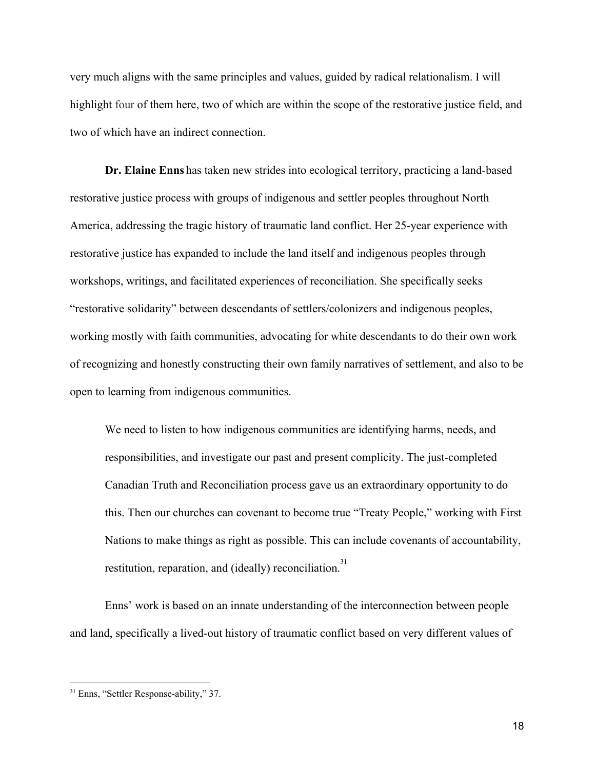very much aligns with the same principles and values, guided by radical relationalism. I will highlight four of them here, two of which are within the scope of the restorative justice field, and two of which have an indirect connection.

**Dr. Elaine Enns** has taken new strides into ecological territory, practicing a land-based restorative justice process with groups of indigenous and settler peoples throughout North America, addressing the tragic history of traumatic land conflict. Her 25-year experience with restorative justice has expanded to include the land itself and indigenous peoples through workshops, writings, and facilitated experiences of reconciliation. She specifically seeks "restorative solidarity" between descendants of settlers/colonizers and indigenous peoples, working mostly with faith communities, advocating for white descendants to do their own work of recognizing and honestly constructing their own family narratives of settlement, and also to be open to learning from indigenous communities.

> We need to listen to how indigenous communities are identifying harms, needs, and responsibilities, and investigate our past and present complicity. The just-completed Canadian Truth and Reconciliation process gave us an extraordinary opportunity to do this. Then our churches can covenant to become true "Treaty People," working with First Nations to make things as right as possible. This can include covenants of accountability, restitution, reparation, and (ideally) reconciliation.[31]

Enns' work is based on an innate understanding of the interconnection between people and land, specifically a lived-out history of traumatic conflict based on very different values of

---

[31] Enns, "Settler Response-ability," 37.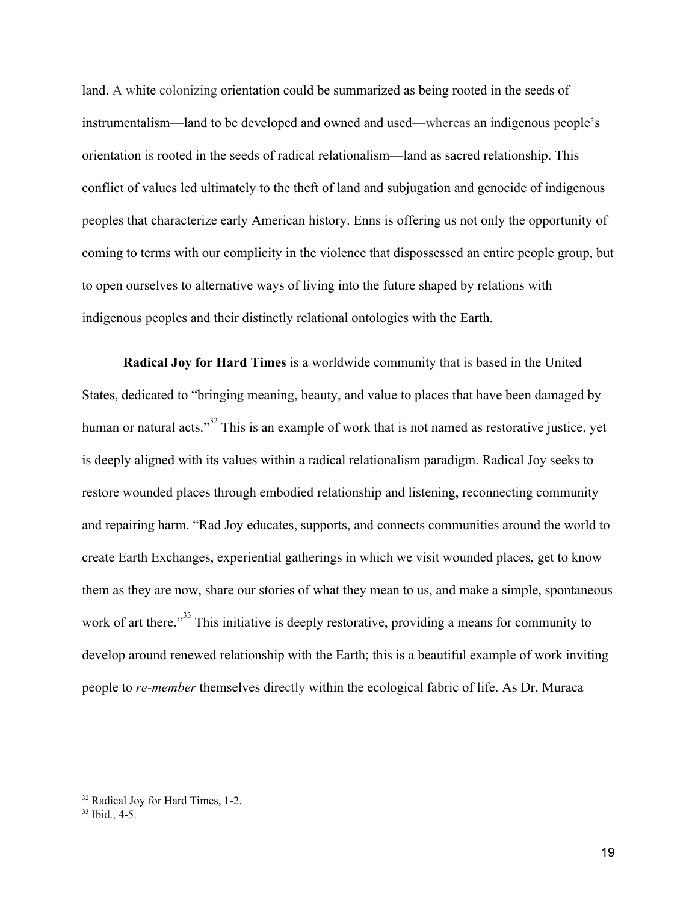land. A white colonizing orientation could be summarized as being rooted in the seeds of instrumentalism—land to be developed and owned and used—whereas an indigenous people's orientation is rooted in the seeds of radical relationalism—land as sacred relationship. This conflict of values led ultimately to the theft of land and subjugation and genocide of indigenous peoples that characterize early American history. Enns is offering us not only the opportunity of coming to terms with our complicity in the violence that dispossessed an entire people group, but to open ourselves to alternative ways of living into the future shaped by relations with indigenous peoples and their distinctly relational ontologies with the Earth.

**Radical Joy for Hard Times** is a worldwide community that is based in the United States, dedicated to "bringing meaning, beauty, and value to places that have been damaged by human or natural acts."[32] This is an example of work that is not named as restorative justice, yet is deeply aligned with its values within a radical relationalism paradigm. Radical Joy seeks to restore wounded places through embodied relationship and listening, reconnecting community and repairing harm. "Rad Joy educates, supports, and connects communities around the world to create Earth Exchanges, experiential gatherings in which we visit wounded places, get to know them as they are now, share our stories of what they mean to us, and make a simple, spontaneous work of art there."[33] This initiative is deeply restorative, providing a means for community to develop around renewed relationship with the Earth; this is a beautiful example of work inviting people to *re-member* themselves directly within the ecological fabric of life. As Dr. Muraca

---

[32] Radical Joy for Hard Times, 1-2.

[33] Ibid., 4-5.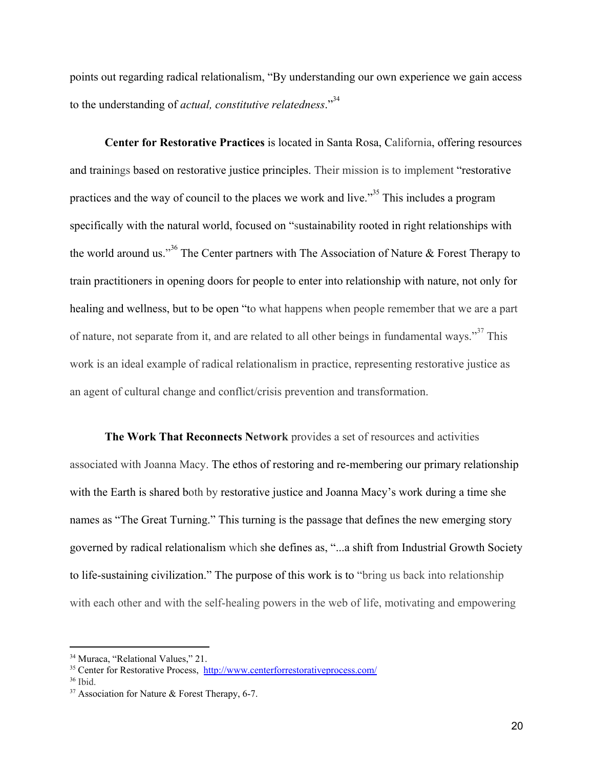points out regarding radical relationalism, "By understanding our own experience we gain access to the understanding of *actual, constitutive relatedness*."[34]

**Center for Restorative Practices** is located in Santa Rosa, California, offering resources and trainings based on restorative justice principles. Their mission is to implement "restorative practices and the way of council to the places we work and live."[35] This includes a program specifically with the natural world, focused on "sustainability rooted in right relationships with the world around us."[36] The Center partners with The Association of Nature & Forest Therapy to train practitioners in opening doors for people to enter into relationship with nature, not only for healing and wellness, but to be open "to what happens when people remember that we are a part of nature, not separate from it, and are related to all other beings in fundamental ways."[37] This work is an ideal example of radical relationalism in practice, representing restorative justice as an agent of cultural change and conflict/crisis prevention and transformation.

**The Work That Reconnects Network** provides a set of resources and activities associated with Joanna Macy. The ethos of restoring and re-membering our primary relationship with the Earth is shared both by restorative justice and Joanna Macy's work during a time she names as "The Great Turning." This turning is the passage that defines the new emerging story governed by radical relationalism which she defines as, "...a shift from Industrial Growth Society to life-sustaining civilization." The purpose of this work is to "bring us back into relationship with each other and with the self-healing powers in the web of life, motivating and empowering

---

[34] Muraca, "Relational Values," 21.

[35] Center for Restorative Process, http://www.centerforrestorativeprocess.com/

[36] Ibid.

[37] Association for Nature & Forest Therapy, 6-7.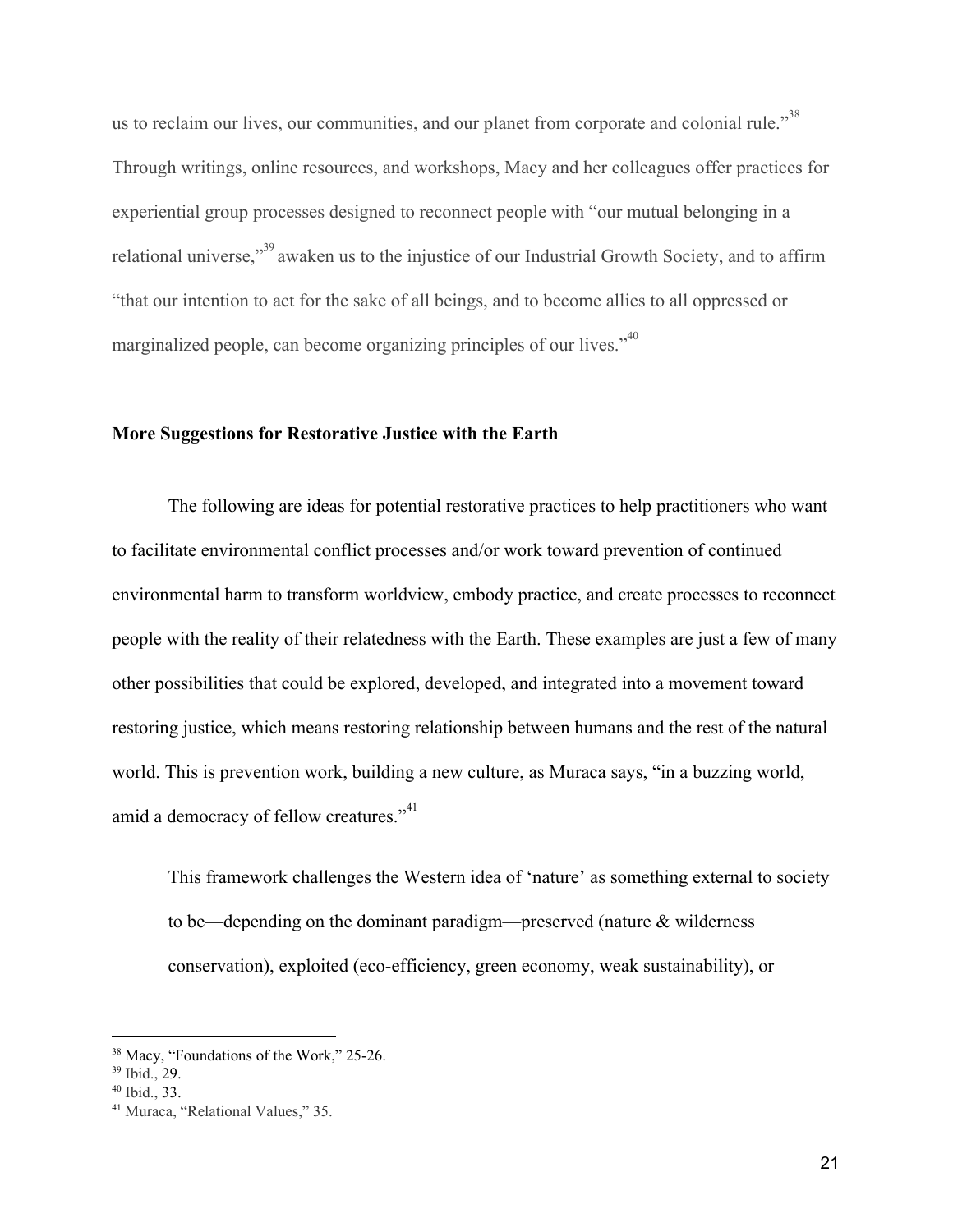us to reclaim our lives, our communities, and our planet from corporate and colonial rule."[38] Through writings, online resources, and workshops, Macy and her colleagues offer practices for experiential group processes designed to reconnect people with "our mutual belonging in a relational universe,"[39] awaken us to the injustice of our Industrial Growth Society, and to affirm "that our intention to act for the sake of all beings, and to become allies to all oppressed or marginalized people, can become organizing principles of our lives."[40]

**More Suggestions for Restorative Justice with the Earth**

The following are ideas for potential restorative practices to help practitioners who want to facilitate environmental conflict processes and/or work toward prevention of continued environmental harm to transform worldview, embody practice, and create processes to reconnect people with the reality of their relatedness with the Earth. These examples are just a few of many other possibilities that could be explored, developed, and integrated into a movement toward restoring justice, which means restoring relationship between humans and the rest of the natural world. This is prevention work, building a new culture, as Muraca says, "in a buzzing world, amid a democracy of fellow creatures."[41]

> This framework challenges the Western idea of 'nature' as something external to society to be—depending on the dominant paradigm—preserved (nature & wilderness conservation), exploited (eco-efficiency, green economy, weak sustainability), or

---

[38] Macy, "Foundations of the Work," 25-26.
[39] Ibid., 29.
[40] Ibid., 33.
[41] Muraca, "Relational Values," 35.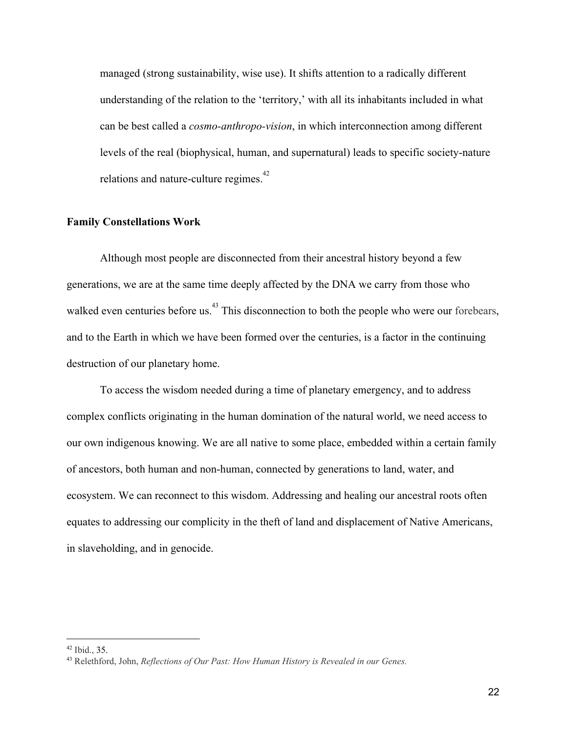managed (strong sustainability, wise use). It shifts attention to a radically different understanding of the relation to the 'territory,' with all its inhabitants included in what can be best called a *cosmo-anthropo-vision*, in which interconnection among different levels of the real (biophysical, human, and supernatural) leads to specific society-nature relations and nature-culture regimes.[42]

**Family Constellations Work**

Although most people are disconnected from their ancestral history beyond a few generations, we are at the same time deeply affected by the DNA we carry from those who walked even centuries before us.[43] This disconnection to both the people who were our forebears, and to the Earth in which we have been formed over the centuries, is a factor in the continuing destruction of our planetary home.

To access the wisdom needed during a time of planetary emergency, and to address complex conflicts originating in the human domination of the natural world, we need access to our own indigenous knowing. We are all native to some place, embedded within a certain family of ancestors, both human and non-human, connected by generations to land, water, and ecosystem. We can reconnect to this wisdom. Addressing and healing our ancestral roots often equates to addressing our complicity in the theft of land and displacement of Native Americans, in slaveholding, and in genocide.

---

[42] Ibid., 35.

[43] Relethford, John, *Reflections of Our Past: How Human History is Revealed in our Genes.*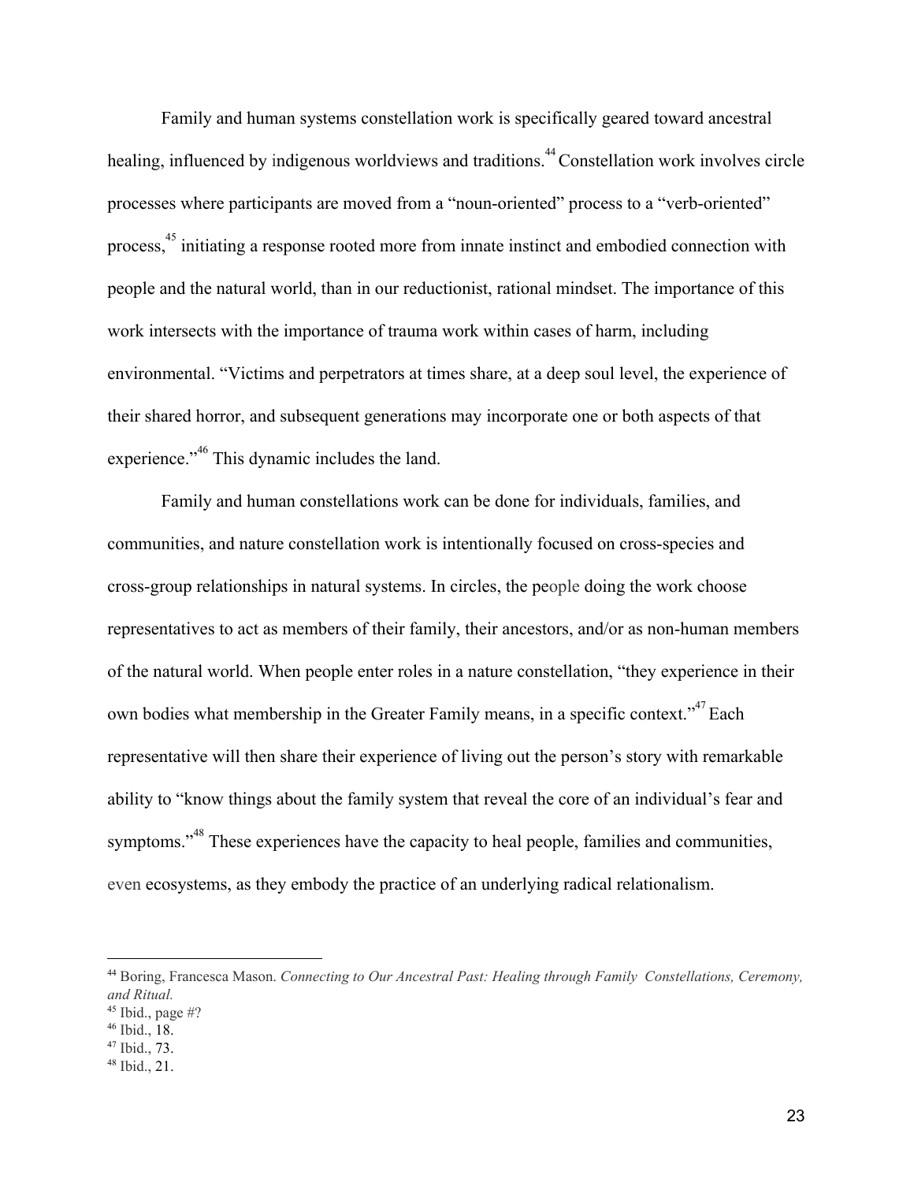Family and human systems constellation work is specifically geared toward ancestral healing, influenced by indigenous worldviews and traditions.[44] Constellation work involves circle processes where participants are moved from a "noun-oriented" process to a "verb-oriented" process,[45] initiating a response rooted more from innate instinct and embodied connection with people and the natural world, than in our reductionist, rational mindset. The importance of this work intersects with the importance of trauma work within cases of harm, including environmental. "Victims and perpetrators at times share, at a deep soul level, the experience of their shared horror, and subsequent generations may incorporate one or both aspects of that experience."[46] This dynamic includes the land.

Family and human constellations work can be done for individuals, families, and communities, and nature constellation work is intentionally focused on cross-species and cross-group relationships in natural systems. In circles, the people doing the work choose representatives to act as members of their family, their ancestors, and/or as non-human members of the natural world. When people enter roles in a nature constellation, "they experience in their own bodies what membership in the Greater Family means, in a specific context."[47] Each representative will then share their experience of living out the person's story with remarkable ability to "know things about the family system that reveal the core of an individual's fear and symptoms."[48] These experiences have the capacity to heal people, families and communities, even ecosystems, as they embody the practice of an underlying radical relationalism.

---

[44] Boring, Francesca Mason. *Connecting to Our Ancestral Past: Healing through Family Constellations, Ceremony, and Ritual.*
[45] Ibid., page #?
[46] Ibid., 18.
[47] Ibid., 73.
[48] Ibid., 21.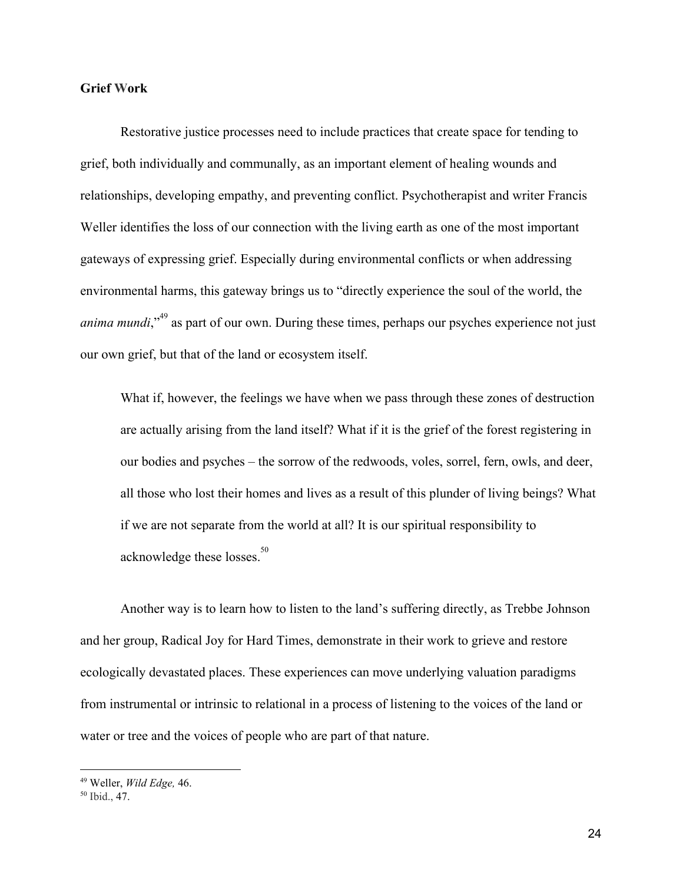**Grief Work**

Restorative justice processes need to include practices that create space for tending to grief, both individually and communally, as an important element of healing wounds and relationships, developing empathy, and preventing conflict. Psychotherapist and writer Francis Weller identifies the loss of our connection with the living earth as one of the most important gateways of expressing grief. Especially during environmental conflicts or when addressing environmental harms, this gateway brings us to "directly experience the soul of the world, the *anima mundi*,"[49] as part of our own. During these times, perhaps our psyches experience not just our own grief, but that of the land or ecosystem itself.

> What if, however, the feelings we have when we pass through these zones of destruction are actually arising from the land itself? What if it is the grief of the forest registering in our bodies and psyches – the sorrow of the redwoods, voles, sorrel, fern, owls, and deer, all those who lost their homes and lives as a result of this plunder of living beings? What if we are not separate from the world at all? It is our spiritual responsibility to acknowledge these losses.[50]

Another way is to learn how to listen to the land's suffering directly, as Trebbe Johnson and her group, Radical Joy for Hard Times, demonstrate in their work to grieve and restore ecologically devastated places. These experiences can move underlying valuation paradigms from instrumental or intrinsic to relational in a process of listening to the voices of the land or water or tree and the voices of people who are part of that nature.

---

[49] Weller, *Wild Edge,* 46.

[50] Ibid., 47.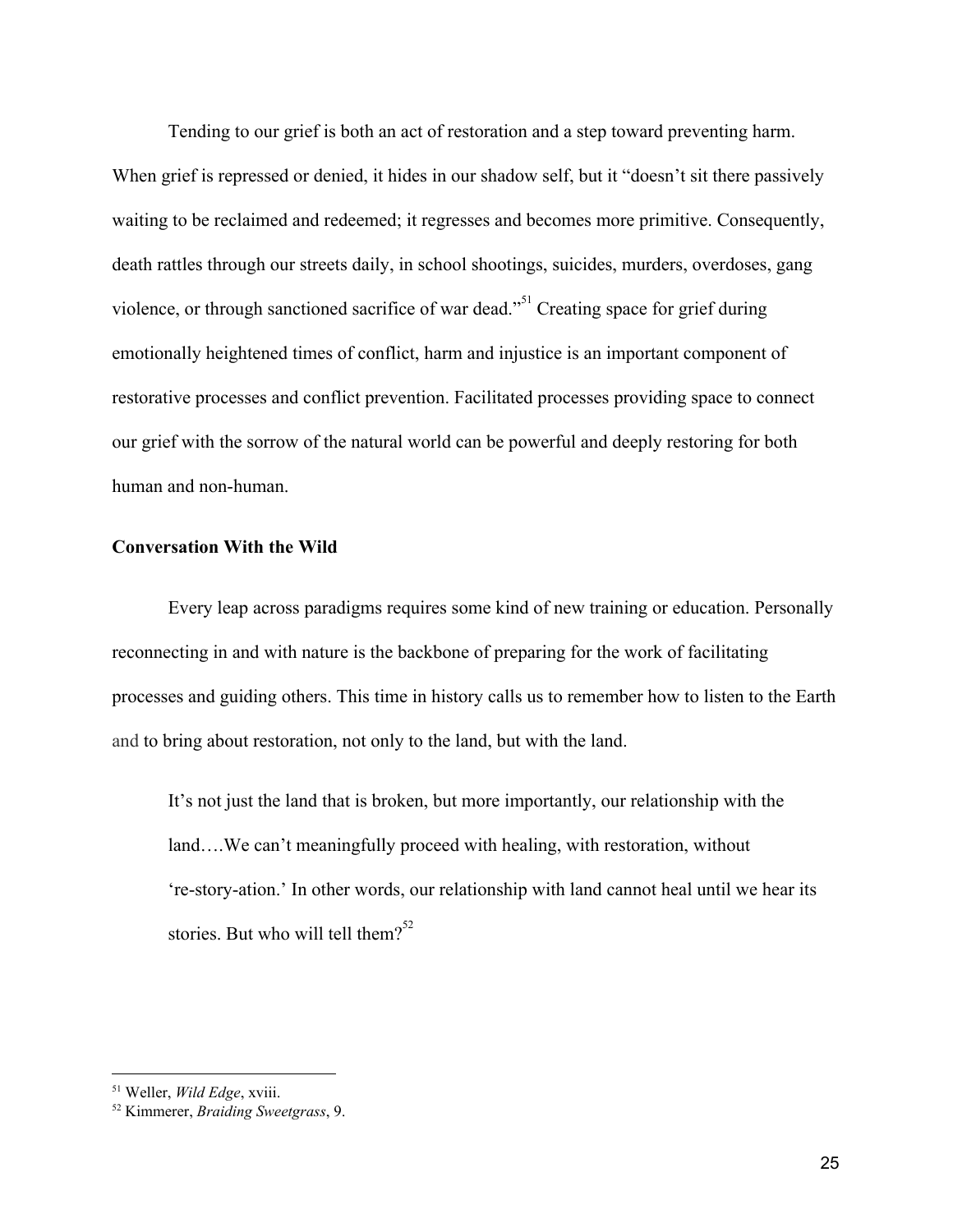Tending to our grief is both an act of restoration and a step toward preventing harm. When grief is repressed or denied, it hides in our shadow self, but it "doesn't sit there passively waiting to be reclaimed and redeemed; it regresses and becomes more primitive. Consequently, death rattles through our streets daily, in school shootings, suicides, murders, overdoses, gang violence, or through sanctioned sacrifice of war dead."[51] Creating space for grief during emotionally heightened times of conflict, harm and injustice is an important component of restorative processes and conflict prevention. Facilitated processes providing space to connect our grief with the sorrow of the natural world can be powerful and deeply restoring for both human and non-human.

**Conversation With the Wild**

Every leap across paradigms requires some kind of new training or education. Personally reconnecting in and with nature is the backbone of preparing for the work of facilitating processes and guiding others. This time in history calls us to remember how to listen to the Earth and to bring about restoration, not only to the land, but with the land.

> It's not just the land that is broken, but more importantly, our relationship with the land….We can't meaningfully proceed with healing, with restoration, without 're-story-ation.' In other words, our relationship with land cannot heal until we hear its stories. But who will tell them?[52]

---

[51] Weller, *Wild Edge*, xviii.

[52] Kimmerer, *Braiding Sweetgrass*, 9.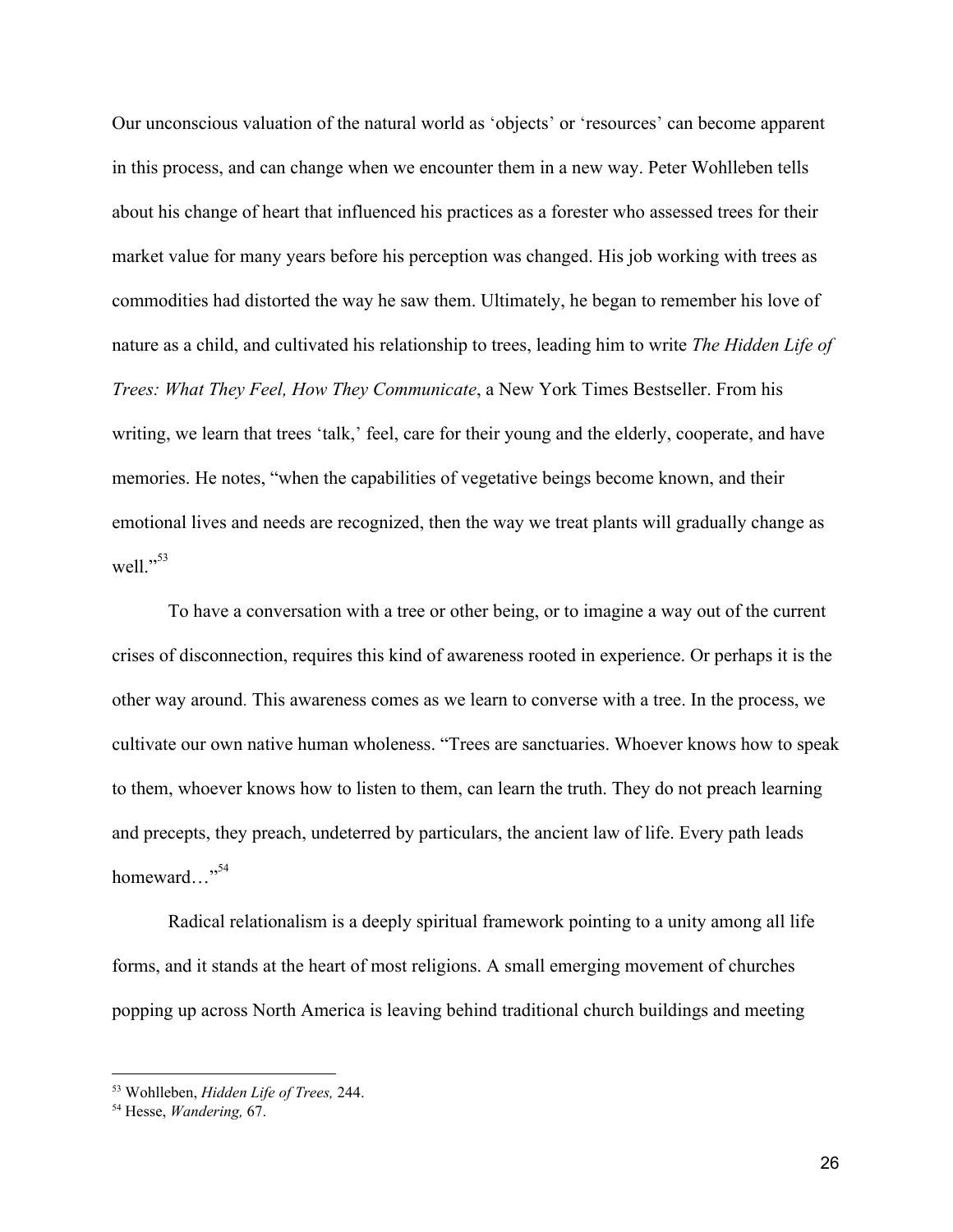Our unconscious valuation of the natural world as 'objects' or 'resources' can become apparent in this process, and can change when we encounter them in a new way. Peter Wohlleben tells about his change of heart that influenced his practices as a forester who assessed trees for their market value for many years before his perception was changed. His job working with trees as commodities had distorted the way he saw them. Ultimately, he began to remember his love of nature as a child, and cultivated his relationship to trees, leading him to write *The Hidden Life of Trees: What They Feel, How They Communicate*, a New York Times Bestseller. From his writing, we learn that trees 'talk,' feel, care for their young and the elderly, cooperate, and have memories. He notes, "when the capabilities of vegetative beings become known, and their emotional lives and needs are recognized, then the way we treat plants will gradually change as well."[53]

To have a conversation with a tree or other being, or to imagine a way out of the current crises of disconnection, requires this kind of awareness rooted in experience. Or perhaps it is the other way around. This awareness comes as we learn to converse with a tree. In the process, we cultivate our own native human wholeness. "Trees are sanctuaries. Whoever knows how to speak to them, whoever knows how to listen to them, can learn the truth. They do not preach learning and precepts, they preach, undeterred by particulars, the ancient law of life. Every path leads homeward…"[54]

Radical relationalism is a deeply spiritual framework pointing to a unity among all life forms, and it stands at the heart of most religions. A small emerging movement of churches popping up across North America is leaving behind traditional church buildings and meeting

---

[53] Wohlleben, *Hidden Life of Trees,* 244.

[54] Hesse, *Wandering,* 67.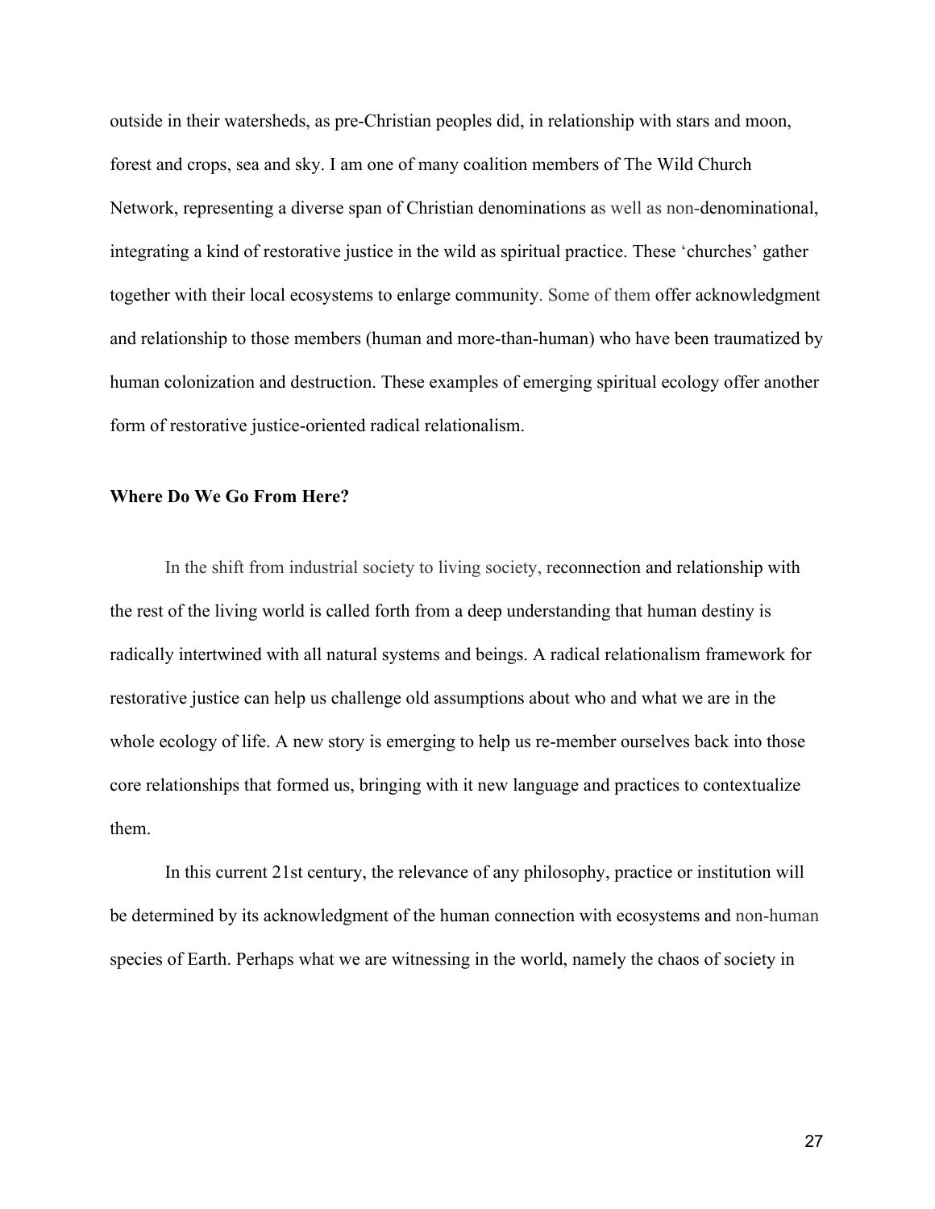outside in their watersheds, as pre-Christian peoples did, in relationship with stars and moon, forest and crops, sea and sky. I am one of many coalition members of The Wild Church Network, representing a diverse span of Christian denominations as well as non-denominational, integrating a kind of restorative justice in the wild as spiritual practice. These 'churches' gather together with their local ecosystems to enlarge community. Some of them offer acknowledgment and relationship to those members (human and more-than-human) who have been traumatized by human colonization and destruction. These examples of emerging spiritual ecology offer another form of restorative justice-oriented radical relationalism.

**Where Do We Go From Here?**

In the shift from industrial society to living society, reconnection and relationship with the rest of the living world is called forth from a deep understanding that human destiny is radically intertwined with all natural systems and beings. A radical relationalism framework for restorative justice can help us challenge old assumptions about who and what we are in the whole ecology of life. A new story is emerging to help us re-member ourselves back into those core relationships that formed us, bringing with it new language and practices to contextualize them.

In this current 21st century, the relevance of any philosophy, practice or institution will be determined by its acknowledgment of the human connection with ecosystems and non-human species of Earth. Perhaps what we are witnessing in the world, namely the chaos of society in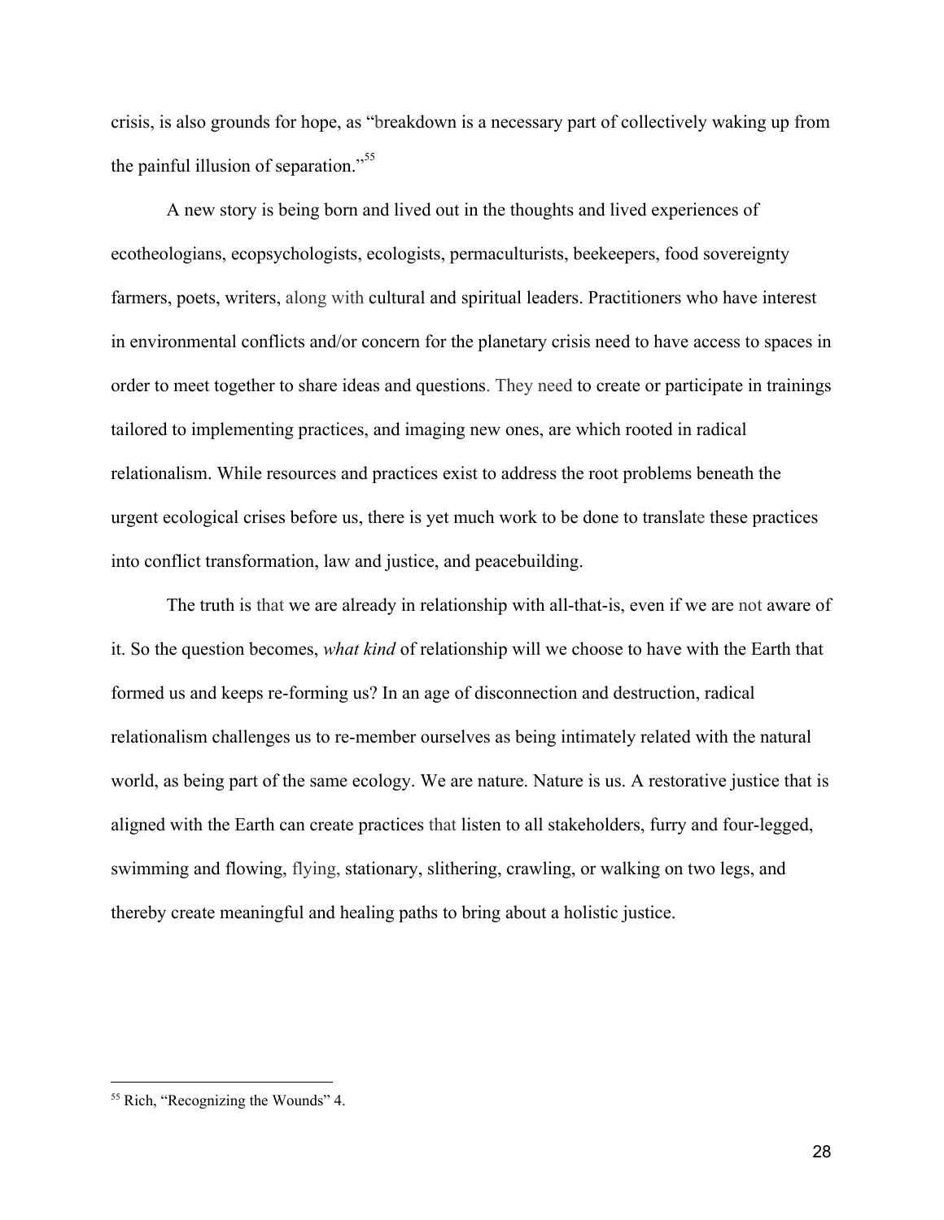crisis, is also grounds for hope, as "breakdown is a necessary part of collectively waking up from the painful illusion of separation."[55]

A new story is being born and lived out in the thoughts and lived experiences of ecotheologians, ecopsychologists, ecologists, permaculturists, beekeepers, food sovereignty farmers, poets, writers, along with cultural and spiritual leaders. Practitioners who have interest in environmental conflicts and/or concern for the planetary crisis need to have access to spaces in order to meet together to share ideas and questions. They need to create or participate in trainings tailored to implementing practices, and imaging new ones, are which rooted in radical relationalism. While resources and practices exist to address the root problems beneath the urgent ecological crises before us, there is yet much work to be done to translate these practices into conflict transformation, law and justice, and peacebuilding.

The truth is that we are already in relationship with all-that-is, even if we are not aware of it. So the question becomes, *what kind* of relationship will we choose to have with the Earth that formed us and keeps re-forming us? In an age of disconnection and destruction, radical relationalism challenges us to re-member ourselves as being intimately related with the natural world, as being part of the same ecology. We are nature. Nature is us. A restorative justice that is aligned with the Earth can create practices that listen to all stakeholders, furry and four-legged, swimming and flowing, flying, stationary, slithering, crawling, or walking on two legs, and thereby create meaningful and healing paths to bring about a holistic justice.

---

[55] Rich, "Recognizing the Wounds" 4.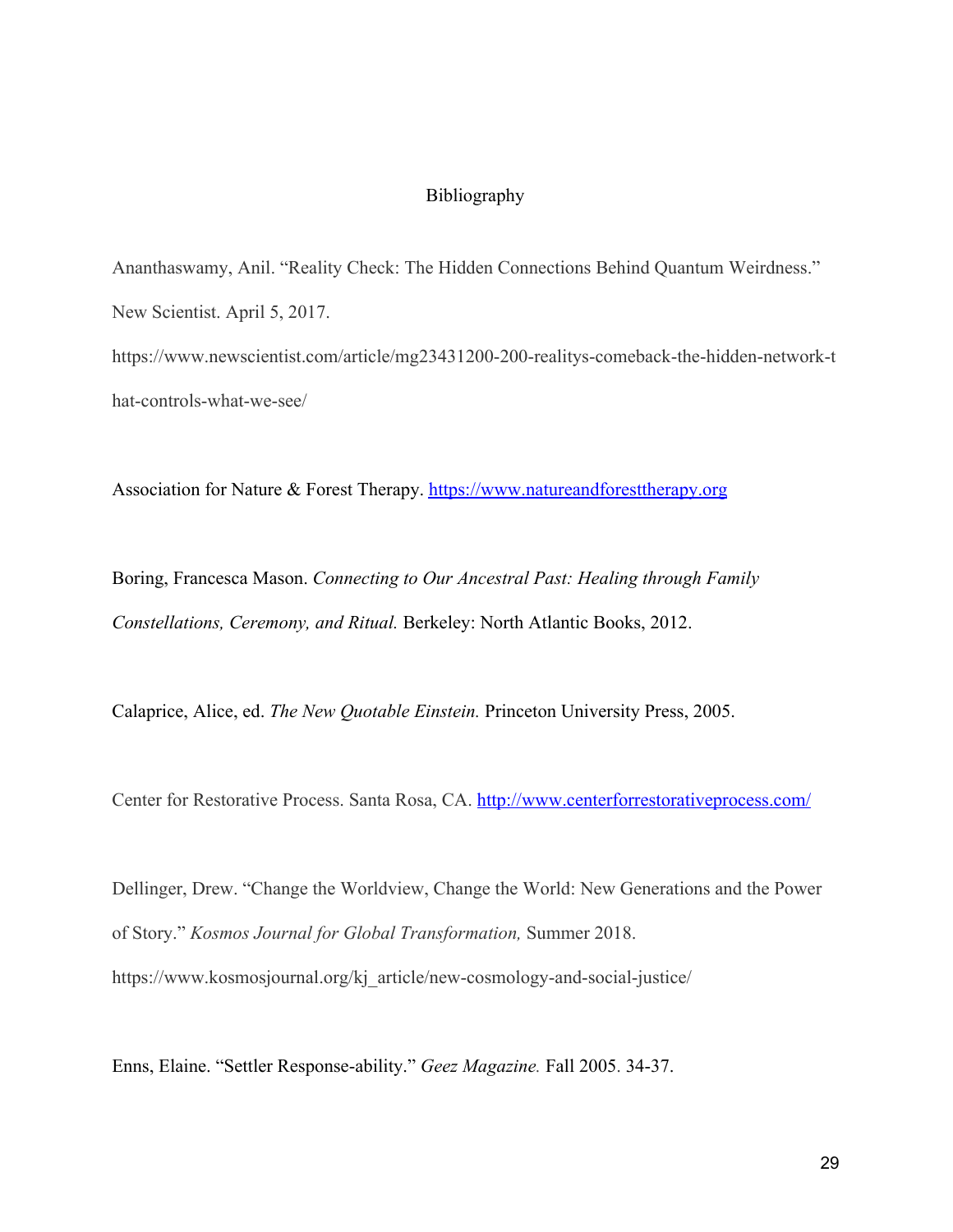# Bibliography

Ananthaswamy, Anil. "Reality Check: The Hidden Connections Behind Quantum Weirdness." New Scientist. April 5, 2017. https://www.newscientist.com/article/mg23431200-200-realitys-comeback-the-hidden-network-that-controls-what-we-see/

Association for Nature & Forest Therapy. https://www.natureandforesttherapy.org

Boring, Francesca Mason. *Connecting to Our Ancestral Past: Healing through Family Constellations, Ceremony, and Ritual.* Berkeley: North Atlantic Books, 2012.

Calaprice, Alice, ed. *The New Quotable Einstein.* Princeton University Press, 2005.

Center for Restorative Process. Santa Rosa, CA. http://www.centerforrestorativeprocess.com/

Dellinger, Drew. "Change the Worldview, Change the World: New Generations and the Power of Story." *Kosmos Journal for Global Transformation,* Summer 2018. https://www.kosmosjournal.org/kj_article/new-cosmology-and-social-justice/

Enns, Elaine. "Settler Response-ability." *Geez Magazine.* Fall 2005. 34-37.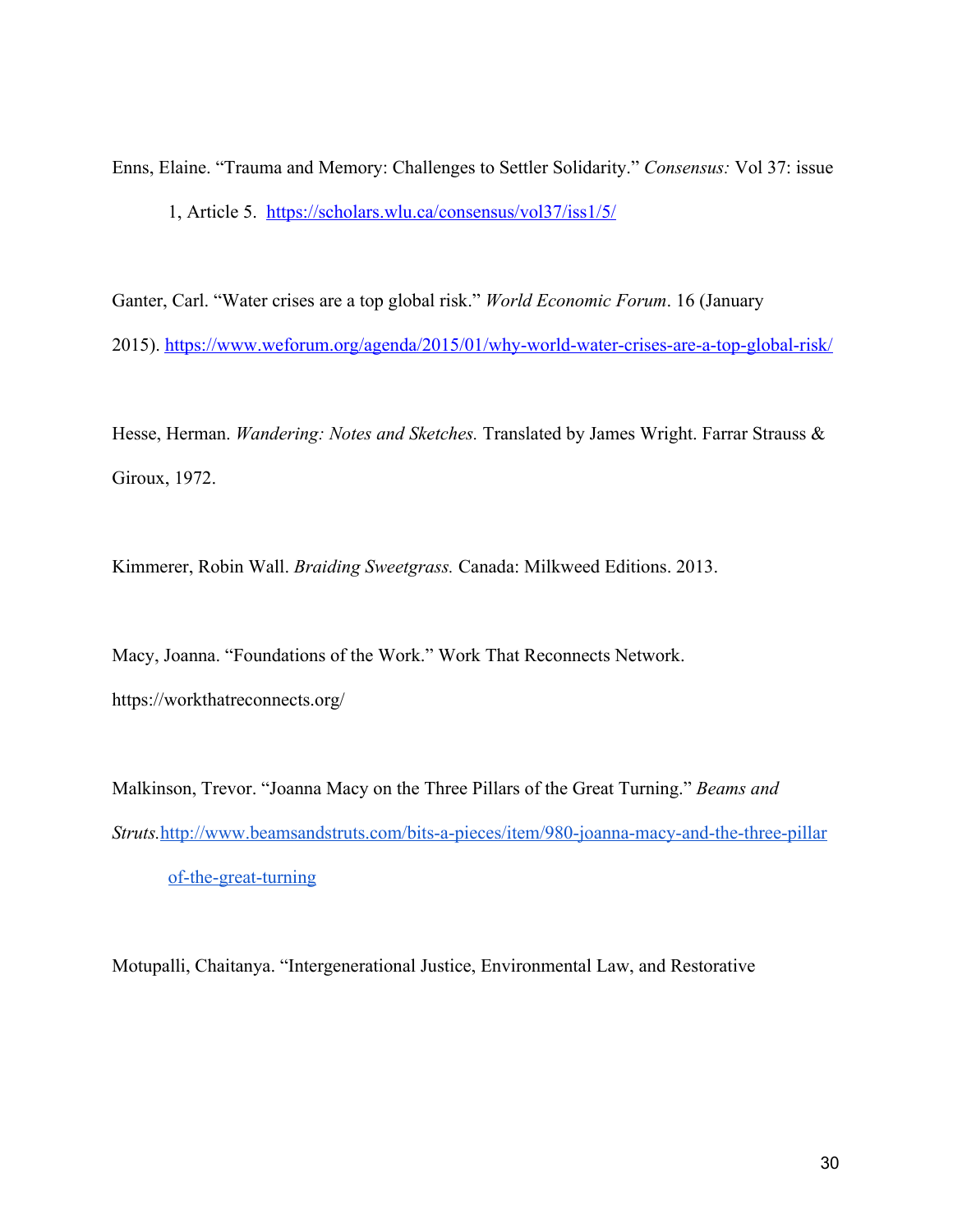Enns, Elaine. "Trauma and Memory: Challenges to Settler Solidarity." *Consensus:* Vol 37: issue 1, Article 5. https://scholars.wlu.ca/consensus/vol37/iss1/5/

Ganter, Carl. "Water crises are a top global risk." *World Economic Forum*. 16 (January 2015). https://www.weforum.org/agenda/2015/01/why-world-water-crises-are-a-top-global-risk/

Hesse, Herman. *Wandering: Notes and Sketches.* Translated by James Wright. Farrar Strauss & Giroux, 1972.

Kimmerer, Robin Wall. *Braiding Sweetgrass.* Canada: Milkweed Editions. 2013.

Macy, Joanna. "Foundations of the Work." Work That Reconnects Network. https://workthatreconnects.org/

Malkinson, Trevor. "Joanna Macy on the Three Pillars of the Great Turning." *Beams and Struts.*http://www.beamsandstruts.com/bits-a-pieces/item/980-joanna-macy-and-the-three-pillar of-the-great-turning

Motupalli, Chaitanya. "Intergenerational Justice, Environmental Law, and Restorative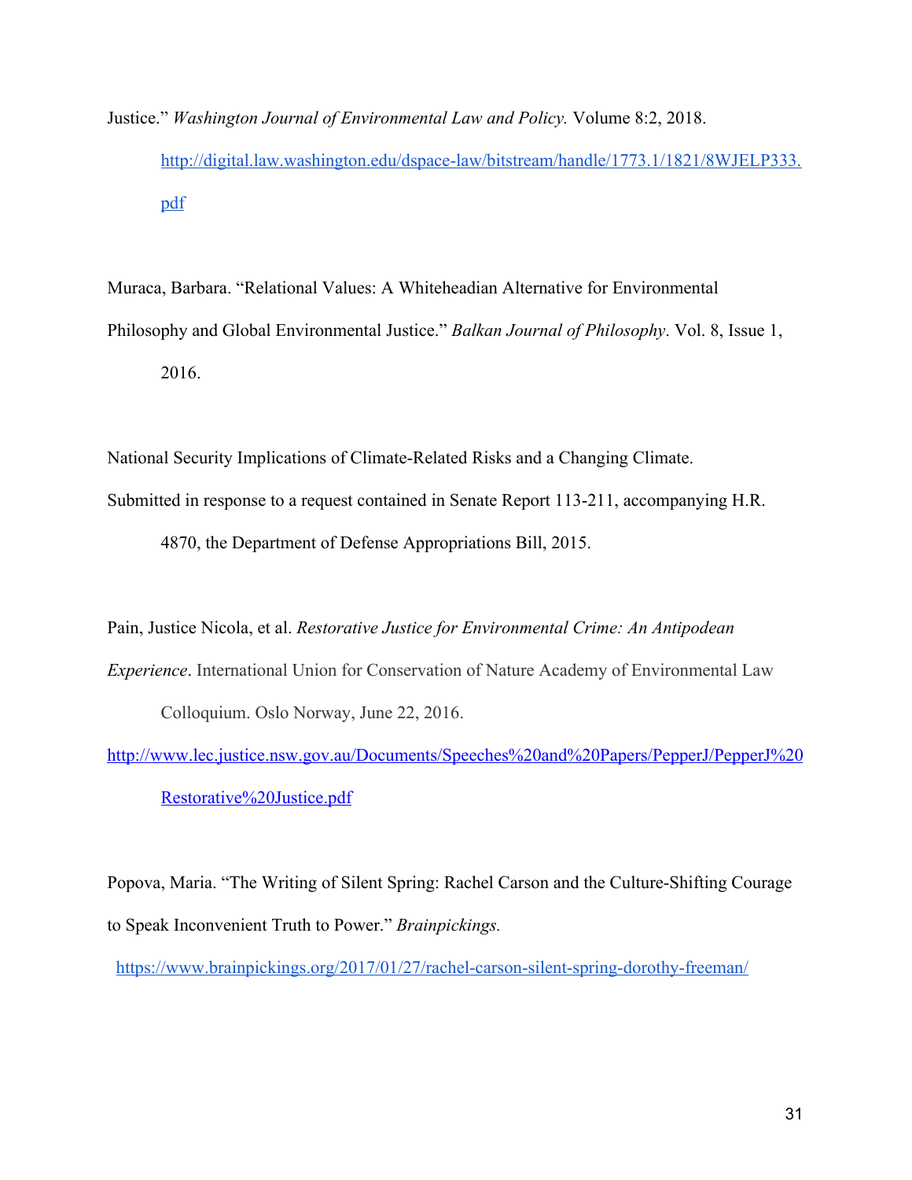Justice." *Washington Journal of Environmental Law and Policy.* Volume 8:2, 2018. http://digital.law.washington.edu/dspace-law/bitstream/handle/1773.1/1821/8WJELP333.pdf

Muraca, Barbara. "Relational Values: A Whiteheadian Alternative for Environmental Philosophy and Global Environmental Justice." *Balkan Journal of Philosophy*. Vol. 8, Issue 1, 2016.

National Security Implications of Climate-Related Risks and a Changing Climate. Submitted in response to a request contained in Senate Report 113-211, accompanying H.R. 4870, the Department of Defense Appropriations Bill, 2015.

Pain, Justice Nicola, et al. *Restorative Justice for Environmental Crime: An Antipodean Experience*. International Union for Conservation of Nature Academy of Environmental Law Colloquium. Oslo Norway, June 22, 2016. http://www.lec.justice.nsw.gov.au/Documents/Speeches%20and%20Papers/PepperJ/PepperJ%20Restorative%20Justice.pdf

Popova, Maria. "The Writing of Silent Spring: Rachel Carson and the Culture-Shifting Courage to Speak Inconvenient Truth to Power." *Brainpickings.* https://www.brainpickings.org/2017/01/27/rachel-carson-silent-spring-dorothy-freeman/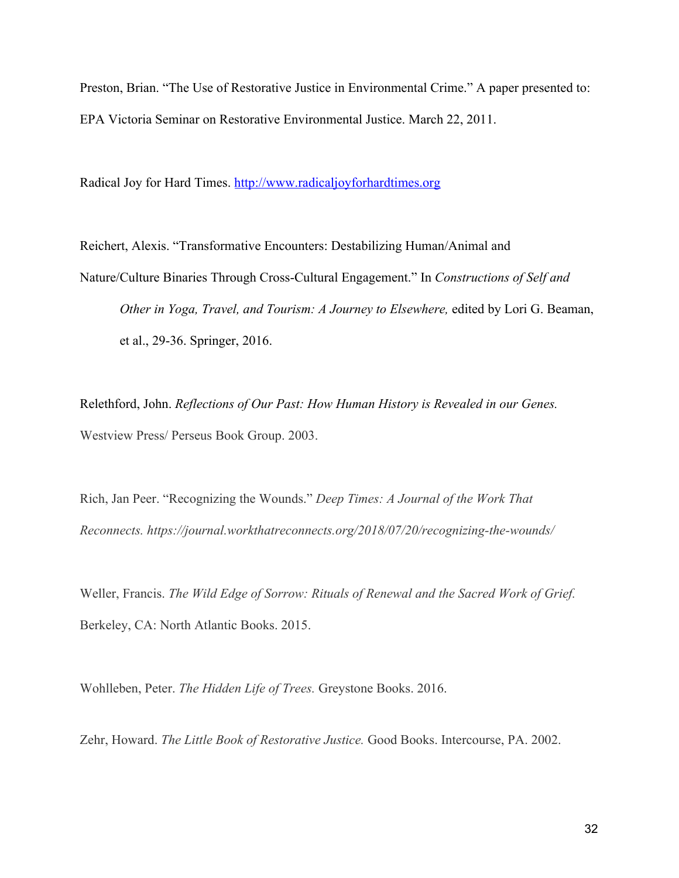Preston, Brian. "The Use of Restorative Justice in Environmental Crime." A paper presented to: EPA Victoria Seminar on Restorative Environmental Justice. March 22, 2011.

Radical Joy for Hard Times. http://www.radicaljoyforhardtimes.org

Reichert, Alexis. "Transformative Encounters: Destabilizing Human/Animal and Nature/Culture Binaries Through Cross-Cultural Engagement." In *Constructions of Self and Other in Yoga, Travel, and Tourism: A Journey to Elsewhere,* edited by Lori G. Beaman, et al., 29-36. Springer, 2016.

Relethford, John. *Reflections of Our Past: How Human History is Revealed in our Genes.* Westview Press/ Perseus Book Group. 2003.

Rich, Jan Peer. "Recognizing the Wounds." *Deep Times: A Journal of the Work That Reconnects. https://journal.workthatreconnects.org/2018/07/20/recognizing-the-wounds/*

Weller, Francis. *The Wild Edge of Sorrow: Rituals of Renewal and the Sacred Work of Grief.* Berkeley, CA: North Atlantic Books. 2015.

Wohlleben, Peter. *The Hidden Life of Trees.* Greystone Books. 2016.

Zehr, Howard. *The Little Book of Restorative Justice.* Good Books. Intercourse, PA. 2002.